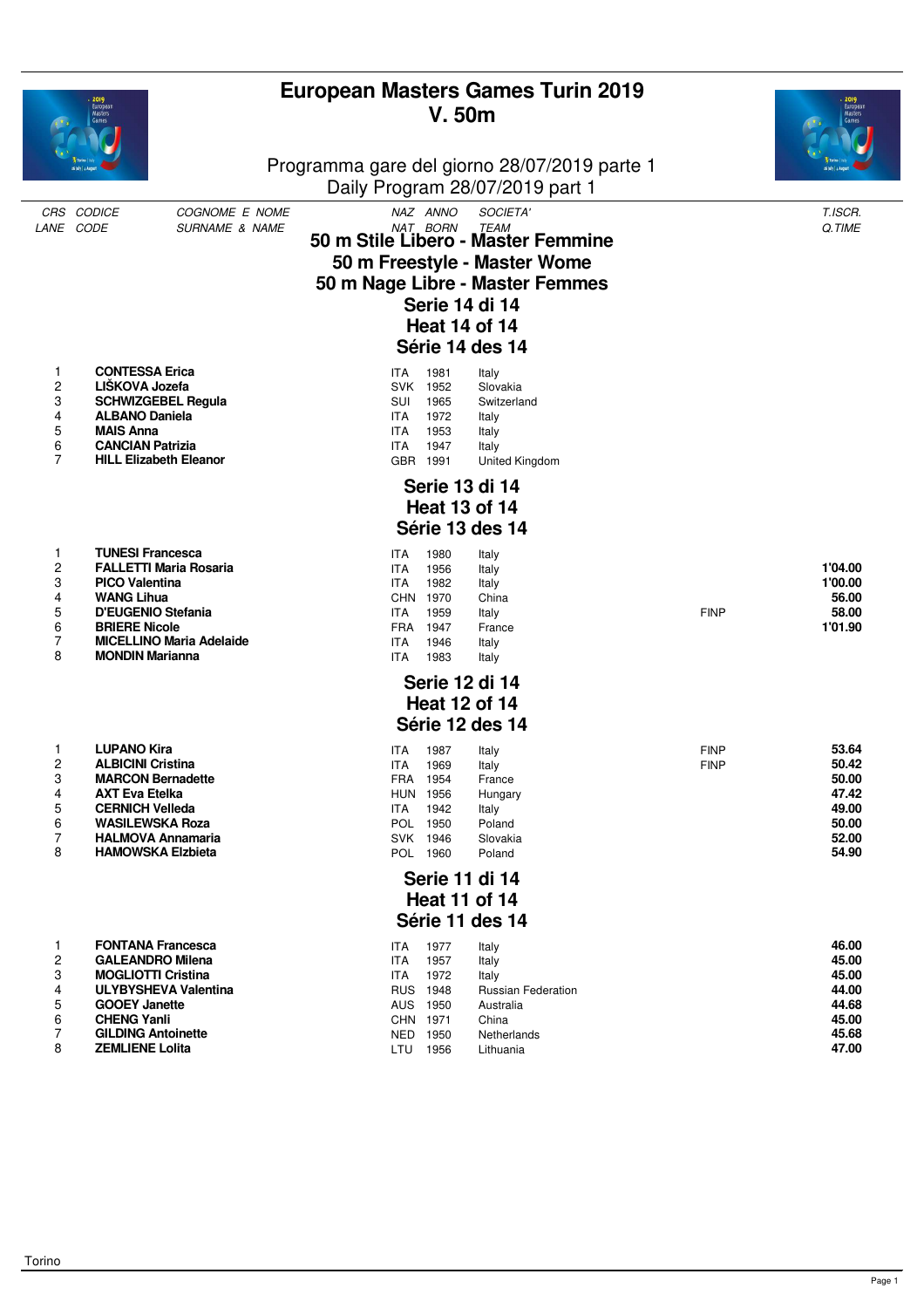# European Masters Games Turin 2019
# V. 50m

Programma gare del giorno 28/07/2019 parte 1
Daily Program 28/07/2019 part 1

## 50 m Stile Libero - Master Femmine
## 50 m Freestyle - Master Wome
## 50 m Nage Libre - Master Femmes

### Serie 14 di 14
### Heat 14 of 14
### Série 14 des 14

| CRS / LANE | CODICE / CODE | COGNOME E NOME / SURNAME & NAME | NAZ / NAT | ANNO / BORN | SOCIETA' / TEAM | | T.ISCR. / Q.TIME |
|---|---|---|---|---|---|---|---|
| 1 | | **CONTESSA Erica** | ITA | 1981 | Italy | | |
| 2 | | **LIŠKOVA Jozefa** | SVK | 1952 | Slovakia | | |
| 3 | | **SCHWIZGEBEL Regula** | SUI | 1965 | Switzerland | | |
| 4 | | **ALBANO Daniela** | ITA | 1972 | Italy | | |
| 5 | | **MAIS Anna** | ITA | 1953 | Italy | | |
| 6 | | **CANCIAN Patrizia** | ITA | 1947 | Italy | | |
| 7 | | **HILL Elizabeth Eleanor** | GBR | 1991 | United Kingdom | | |

### Serie 13 di 14
### Heat 13 of 14
### Série 13 des 14

| CRS / LANE | CODICE / CODE | COGNOME E NOME / SURNAME & NAME | NAZ / NAT | ANNO / BORN | SOCIETA' / TEAM | | T.ISCR. / Q.TIME |
|---|---|---|---|---|---|---|---|
| 1 | | **TUNESI Francesca** | ITA | 1980 | Italy | | |
| 2 | | **FALLETTI Maria Rosaria** | ITA | 1956 | Italy | | **1'04.00** |
| 3 | | **PICO Valentina** | ITA | 1982 | Italy | | **1'00.00** |
| 4 | | **WANG Lihua** | CHN | 1970 | China | | **56.00** |
| 5 | | **D'EUGENIO Stefania** | ITA | 1959 | Italy | FINP | **58.00** |
| 6 | | **BRIERE Nicole** | FRA | 1947 | France | | **1'01.90** |
| 7 | | **MICELLINO Maria Adelaide** | ITA | 1946 | Italy | | |
| 8 | | **MONDIN Marianna** | ITA | 1983 | Italy | | |

### Serie 12 di 14
### Heat 12 of 14
### Série 12 des 14

| CRS / LANE | CODICE / CODE | COGNOME E NOME / SURNAME & NAME | NAZ / NAT | ANNO / BORN | SOCIETA' / TEAM | | T.ISCR. / Q.TIME |
|---|---|---|---|---|---|---|---|
| 1 | | **LUPANO Kira** | ITA | 1987 | Italy | FINP | **53.64** |
| 2 | | **ALBICINI Cristina** | ITA | 1969 | Italy | FINP | **50.42** |
| 3 | | **MARCON Bernadette** | FRA | 1954 | France | | **50.00** |
| 4 | | **AXT Eva Etelka** | HUN | 1956 | Hungary | | **47.42** |
| 5 | | **CERNICH Velleda** | ITA | 1942 | Italy | | **49.00** |
| 6 | | **WASILEWSKA Roza** | POL | 1950 | Poland | | **50.00** |
| 7 | | **HALMOVA Annamaria** | SVK | 1946 | Slovakia | | **52.00** |
| 8 | | **HAMOWSKA Elzbieta** | POL | 1960 | Poland | | **54.90** |

### Serie 11 di 14
### Heat 11 of 14
### Série 11 des 14

| CRS / LANE | CODICE / CODE | COGNOME E NOME / SURNAME & NAME | NAZ / NAT | ANNO / BORN | SOCIETA' / TEAM | | T.ISCR. / Q.TIME |
|---|---|---|---|---|---|---|---|
| 1 | | **FONTANA Francesca** | ITA | 1977 | Italy | | **46.00** |
| 2 | | **GALEANDRO Milena** | ITA | 1957 | Italy | | **45.00** |
| 3 | | **MOGLIOTTI Cristina** | ITA | 1972 | Italy | | **45.00** |
| 4 | | **ULYBYSHEVA Valentina** | RUS | 1948 | Russian Federation | | **44.00** |
| 5 | | **GOOEY Janette** | AUS | 1950 | Australia | | **44.68** |
| 6 | | **CHENG Yanli** | CHN | 1971 | China | | **45.00** |
| 7 | | **GILDING Antoinette** | NED | 1950 | Netherlands | | **45.68** |
| 8 | | **ZEMLIENE Lolita** | LTU | 1956 | Lithuania | | **47.00** |

Torino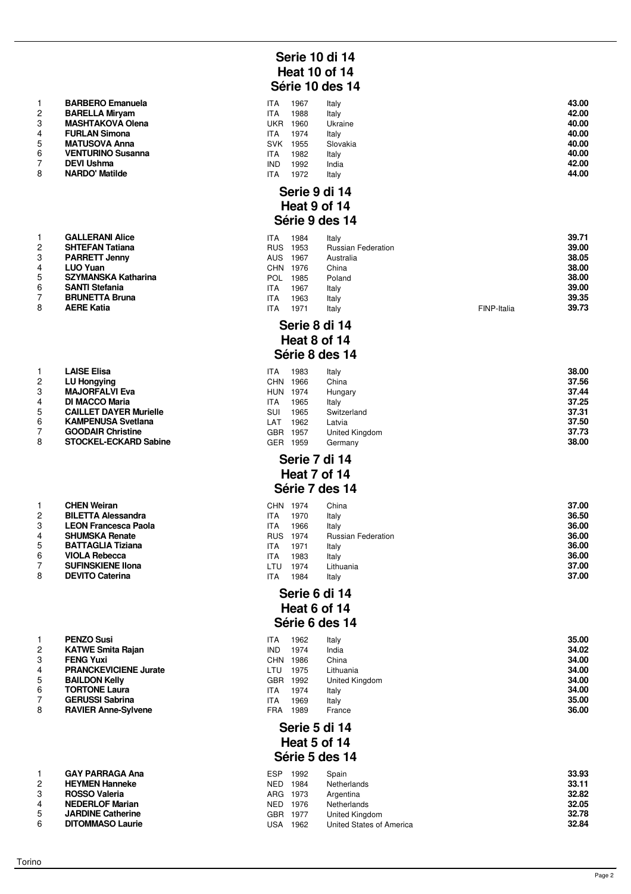## Serie 10 di 14
## Heat 10 of 14
## Série 10 des 14

| | | | | | | |
|---|---|---|---|---|---|---|
| 1 | **BARBERO Emanuela** | ITA | 1967 | Italy | | **43.00** |
| 2 | **BARELLA Miryam** | ITA | 1988 | Italy | | **42.00** |
| 3 | **MASHTAKOVA Olena** | UKR | 1960 | Ukraine | | **40.00** |
| 4 | **FURLAN Simona** | ITA | 1974 | Italy | | **40.00** |
| 5 | **MATUSOVA Anna** | SVK | 1955 | Slovakia | | **40.00** |
| 6 | **VENTURINO Susanna** | ITA | 1982 | Italy | | **40.00** |
| 7 | **DEVI Ushma** | IND | 1992 | India | | **42.00** |
| 8 | **NARDO' Matilde** | ITA | 1972 | Italy | | **44.00** |

## Serie 9 di 14
## Heat 9 of 14
## Série 9 des 14

| | | | | | | |
|---|---|---|---|---|---|---|
| 1 | **GALLERANI Alice** | ITA | 1984 | Italy | | **39.71** |
| 2 | **SHTEFAN Tatiana** | RUS | 1953 | Russian Federation | | **39.00** |
| 3 | **PARRETT Jenny** | AUS | 1967 | Australia | | **38.05** |
| 4 | **LUO Yuan** | CHN | 1976 | China | | **38.00** |
| 5 | **SZYMANSKA Katharina** | POL | 1985 | Poland | | **38.00** |
| 6 | **SANTI Stefania** | ITA | 1967 | Italy | | **39.00** |
| 7 | **BRUNETTA Bruna** | ITA | 1963 | Italy | | **39.35** |
| 8 | **AERE Katia** | ITA | 1971 | Italy | FINP-Italia | **39.73** |

## Serie 8 di 14
## Heat 8 of 14
## Série 8 des 14

| | | | | | | |
|---|---|---|---|---|---|---|
| 1 | **LAISE Elisa** | ITA | 1983 | Italy | | **38.00** |
| 2 | **LU Hongying** | CHN | 1966 | China | | **37.56** |
| 3 | **MAJORFALVI Eva** | HUN | 1974 | Hungary | | **37.44** |
| 4 | **DI MACCO Maria** | ITA | 1965 | Italy | | **37.25** |
| 5 | **CAILLET DAYER Murielle** | SUI | 1965 | Switzerland | | **37.31** |
| 6 | **KAMPENUSA Svetlana** | LAT | 1962 | Latvia | | **37.50** |
| 7 | **GOODAIR Christine** | GBR | 1957 | United Kingdom | | **37.73** |
| 8 | **STOCKEL-ECKARD Sabine** | GER | 1959 | Germany | | **38.00** |

## Serie 7 di 14
## Heat 7 of 14
## Série 7 des 14

| | | | | | | |
|---|---|---|---|---|---|---|
| 1 | **CHEN Weiran** | CHN | 1974 | China | | **37.00** |
| 2 | **BILETTA Alessandra** | ITA | 1970 | Italy | | **36.50** |
| 3 | **LEON Francesca Paola** | ITA | 1966 | Italy | | **36.00** |
| 4 | **SHUMSKA Renate** | RUS | 1974 | Russian Federation | | **36.00** |
| 5 | **BATTAGLIA Tiziana** | ITA | 1971 | Italy | | **36.00** |
| 6 | **VIOLA Rebecca** | ITA | 1983 | Italy | | **36.00** |
| 7 | **SUFINSKIENE Ilona** | LTU | 1974 | Lithuania | | **37.00** |
| 8 | **DEVITO Caterina** | ITA | 1984 | Italy | | **37.00** |

## Serie 6 di 14
## Heat 6 of 14
## Série 6 des 14

| | | | | | | |
|---|---|---|---|---|---|---|
| 1 | **PENZO Susi** | ITA | 1962 | Italy | | **35.00** |
| 2 | **KATWE Smita Rajan** | IND | 1974 | India | | **34.02** |
| 3 | **FENG Yuxi** | CHN | 1986 | China | | **34.00** |
| 4 | **PRANCKEVICIENE Jurate** | LTU | 1975 | Lithuania | | **34.00** |
| 5 | **BAILDON Kelly** | GBR | 1992 | United Kingdom | | **34.00** |
| 6 | **TORTONE Laura** | ITA | 1974 | Italy | | **34.00** |
| 7 | **GERUSSI Sabrina** | ITA | 1969 | Italy | | **35.00** |
| 8 | **RAVIER Anne-Sylvene** | FRA | 1989 | France | | **36.00** |

## Serie 5 di 14
## Heat 5 of 14
## Série 5 des 14

| | | | | | | |
|---|---|---|---|---|---|---|
| 1 | **GAY PARRAGA Ana** | ESP | 1992 | Spain | | **33.93** |
| 2 | **HEYMEN Hanneke** | NED | 1984 | Netherlands | | **33.11** |
| 3 | **ROSSO Valeria** | ARG | 1973 | Argentina | | **32.82** |
| 4 | **NEDERLOF Marian** | NED | 1976 | Netherlands | | **32.05** |
| 5 | **JARDINE Catherine** | GBR | 1977 | United Kingdom | | **32.78** |
| 6 | **DITOMMASO Laurie** | USA | 1962 | United States of America | | **32.84** |

Torino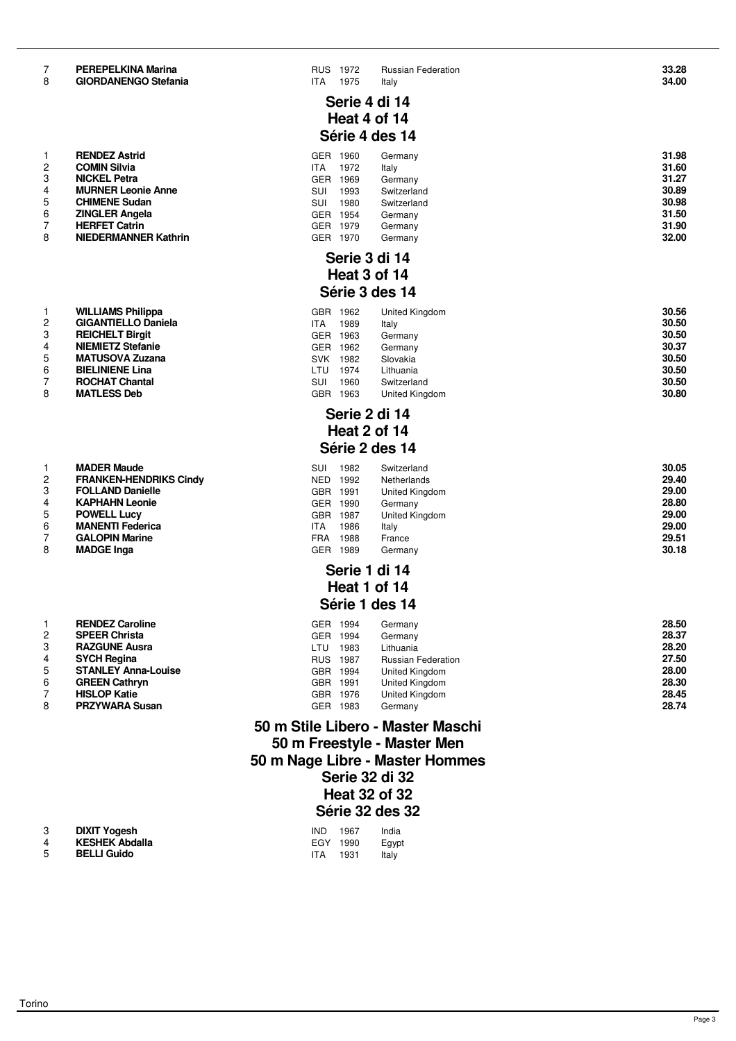| | | | | | |
|---|---|---|---|---|---|
| 7 | **PEREPELKINA Marina** | RUS | 1972 | Russian Federation | **33.28** |
| 8 | **GIORDANENGO Stefania** | ITA | 1975 | Italy | **34.00** |

## Serie 4 di 14
## Heat 4 of 14
## Série 4 des 14

| | | | | | |
|---|---|---|---|---|---|
| 1 | **RENDEZ Astrid** | GER | 1960 | Germany | **31.98** |
| 2 | **COMIN Silvia** | ITA | 1972 | Italy | **31.60** |
| 3 | **NICKEL Petra** | GER | 1969 | Germany | **31.27** |
| 4 | **MURNER Leonie Anne** | SUI | 1993 | Switzerland | **30.89** |
| 5 | **CHIMENE Sudan** | SUI | 1980 | Switzerland | **30.98** |
| 6 | **ZINGLER Angela** | GER | 1954 | Germany | **31.50** |
| 7 | **HERFET Catrin** | GER | 1979 | Germany | **31.90** |
| 8 | **NIEDERMANNER Kathrin** | GER | 1970 | Germany | **32.00** |

## Serie 3 di 14
## Heat 3 of 14
## Série 3 des 14

| | | | | | |
|---|---|---|---|---|---|
| 1 | **WILLIAMS Philippa** | GBR | 1962 | United Kingdom | **30.56** |
| 2 | **GIGANTIELLO Daniela** | ITA | 1989 | Italy | **30.50** |
| 3 | **REICHELT Birgit** | GER | 1963 | Germany | **30.50** |
| 4 | **NIEMIETZ Stefanie** | GER | 1962 | Germany | **30.37** |
| 5 | **MATUSOVA Zuzana** | SVK | 1982 | Slovakia | **30.50** |
| 6 | **BIELINIENE Lina** | LTU | 1974 | Lithuania | **30.50** |
| 7 | **ROCHAT Chantal** | SUI | 1960 | Switzerland | **30.50** |
| 8 | **MATLESS Deb** | GBR | 1963 | United Kingdom | **30.80** |

## Serie 2 di 14
## Heat 2 of 14
## Série 2 des 14

| | | | | | |
|---|---|---|---|---|---|
| 1 | **MADER Maude** | SUI | 1982 | Switzerland | **30.05** |
| 2 | **FRANKEN-HENDRIKS Cindy** | NED | 1992 | Netherlands | **29.40** |
| 3 | **FOLLAND Danielle** | GBR | 1991 | United Kingdom | **29.00** |
| 4 | **KAPHAHN Leonie** | GER | 1990 | Germany | **28.80** |
| 5 | **POWELL Lucy** | GBR | 1987 | United Kingdom | **29.00** |
| 6 | **MANENTI Federica** | ITA | 1986 | Italy | **29.00** |
| 7 | **GALOPIN Marine** | FRA | 1988 | France | **29.51** |
| 8 | **MADGE Inga** | GER | 1989 | Germany | **30.18** |

## Serie 1 di 14
## Heat 1 of 14
## Série 1 des 14

| | | | | | |
|---|---|---|---|---|---|
| 1 | **RENDEZ Caroline** | GER | 1994 | Germany | **28.50** |
| 2 | **SPEER Christa** | GER | 1994 | Germany | **28.37** |
| 3 | **RAZGUNE Ausra** | LTU | 1983 | Lithuania | **28.20** |
| 4 | **SYCH Regina** | RUS | 1987 | Russian Federation | **27.50** |
| 5 | **STANLEY Anna-Louise** | GBR | 1994 | United Kingdom | **28.00** |
| 6 | **GREEN Cathryn** | GBR | 1991 | United Kingdom | **28.30** |
| 7 | **HISLOP Katie** | GBR | 1976 | United Kingdom | **28.45** |
| 8 | **PRZYWARA Susan** | GER | 1983 | Germany | **28.74** |

# 50 m Stile Libero - Master Maschi
# 50 m Freestyle - Master Men
# 50 m Nage Libre - Master Hommes

## Serie 32 di 32
## Heat 32 of 32
## Série 32 des 32

| | | | | |
|---|---|---|---|---|
| 3 | **DIXIT Yogesh** | IND | 1967 | India |
| 4 | **KESHEK Abdalla** | EGY | 1990 | Egypt |
| 5 | **BELLI Guido** | ITA | 1931 | Italy |

Torino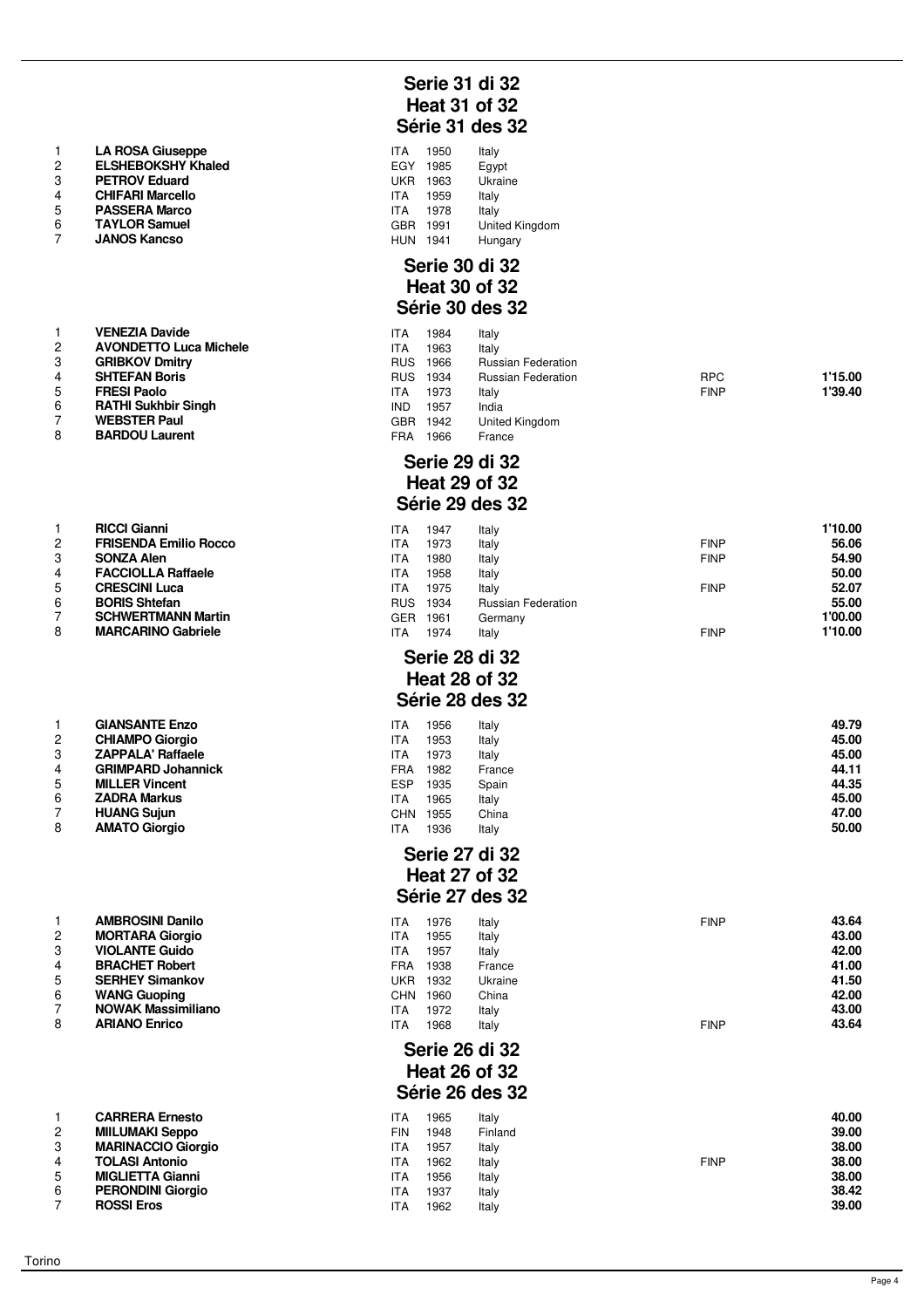## Serie 31 di 32
## Heat 31 of 32
## Série 31 des 32

| | | | | | | |
|---|---|---|---|---|---|---|
| 1 | **LA ROSA Giuseppe** | ITA | 1950 | Italy | | |
| 2 | **ELSHEBOKSHY Khaled** | EGY | 1985 | Egypt | | |
| 3 | **PETROV Eduard** | UKR | 1963 | Ukraine | | |
| 4 | **CHIFARI Marcello** | ITA | 1959 | Italy | | |
| 5 | **PASSERA Marco** | ITA | 1978 | Italy | | |
| 6 | **TAYLOR Samuel** | GBR | 1991 | United Kingdom | | |
| 7 | **JANOS Kancso** | HUN | 1941 | Hungary | | |

## Serie 30 di 32
## Heat 30 of 32
## Série 30 des 32

| | | | | | | |
|---|---|---|---|---|---|---|
| 1 | **VENEZIA Davide** | ITA | 1984 | Italy | | |
| 2 | **AVONDETTO Luca Michele** | ITA | 1963 | Italy | | |
| 3 | **GRIBKOV Dmitry** | RUS | 1966 | Russian Federation | | |
| 4 | **SHTEFAN Boris** | RUS | 1934 | Russian Federation | RPC | **1'15.00** |
| 5 | **FRESI Paolo** | ITA | 1973 | Italy | FINP | **1'39.40** |
| 6 | **RATHI Sukhbir Singh** | IND | 1957 | India | | |
| 7 | **WEBSTER Paul** | GBR | 1942 | United Kingdom | | |
| 8 | **BARDOU Laurent** | FRA | 1966 | France | | |

## Serie 29 di 32
## Heat 29 of 32
## Série 29 des 32

| | | | | | | |
|---|---|---|---|---|---|---|
| 1 | **RICCI Gianni** | ITA | 1947 | Italy | | **1'10.00** |
| 2 | **FRISENDA Emilio Rocco** | ITA | 1973 | Italy | FINP | **56.06** |
| 3 | **SONZA Alen** | ITA | 1980 | Italy | FINP | **54.90** |
| 4 | **FACCIOLLA Raffaele** | ITA | 1958 | Italy | | **50.00** |
| 5 | **CRESCINI Luca** | ITA | 1975 | Italy | FINP | **52.07** |
| 6 | **BORIS Shtefan** | RUS | 1934 | Russian Federation | | **55.00** |
| 7 | **SCHWERTMANN Martin** | GER | 1961 | Germany | | **1'00.00** |
| 8 | **MARCARINO Gabriele** | ITA | 1974 | Italy | FINP | **1'10.00** |

## Serie 28 di 32
## Heat 28 of 32
## Série 28 des 32

| | | | | | | |
|---|---|---|---|---|---|---|
| 1 | **GIANSANTE Enzo** | ITA | 1956 | Italy | | **49.79** |
| 2 | **CHIAMPO Giorgio** | ITA | 1953 | Italy | | **45.00** |
| 3 | **ZAPPALA' Raffaele** | ITA | 1973 | Italy | | **45.00** |
| 4 | **GRIMPARD Johannick** | FRA | 1982 | France | | **44.11** |
| 5 | **MILLER Vincent** | ESP | 1935 | Spain | | **44.35** |
| 6 | **ZADRA Markus** | ITA | 1965 | Italy | | **45.00** |
| 7 | **HUANG Sujun** | CHN | 1955 | China | | **47.00** |
| 8 | **AMATO Giorgio** | ITA | 1936 | Italy | | **50.00** |

## Serie 27 di 32
## Heat 27 of 32
## Série 27 des 32

| | | | | | | |
|---|---|---|---|---|---|---|
| 1 | **AMBROSINI Danilo** | ITA | 1976 | Italy | FINP | **43.64** |
| 2 | **MORTARA Giorgio** | ITA | 1955 | Italy | | **43.00** |
| 3 | **VIOLANTE Guido** | ITA | 1957 | Italy | | **42.00** |
| 4 | **BRACHET Robert** | FRA | 1938 | France | | **41.00** |
| 5 | **SERHEY Simankov** | UKR | 1932 | Ukraine | | **41.50** |
| 6 | **WANG Guoping** | CHN | 1960 | China | | **42.00** |
| 7 | **NOWAK Massimiliano** | ITA | 1972 | Italy | | **43.00** |
| 8 | **ARIANO Enrico** | ITA | 1968 | Italy | FINP | **43.64** |

## Serie 26 di 32
## Heat 26 of 32
## Série 26 des 32

| | | | | | | |
|---|---|---|---|---|---|---|
| 1 | **CARRERA Ernesto** | ITA | 1965 | Italy | | **40.00** |
| 2 | **MIILUMAKI Seppo** | FIN | 1948 | Finland | | **39.00** |
| 3 | **MARINACCIO Giorgio** | ITA | 1957 | Italy | | **38.00** |
| 4 | **TOLASI Antonio** | ITA | 1962 | Italy | FINP | **38.00** |
| 5 | **MIGLIETTA Gianni** | ITA | 1956 | Italy | | **38.00** |
| 6 | **PERONDINI Giorgio** | ITA | 1937 | Italy | | **38.42** |
| 7 | **ROSSI Eros** | ITA | 1962 | Italy | | **39.00** |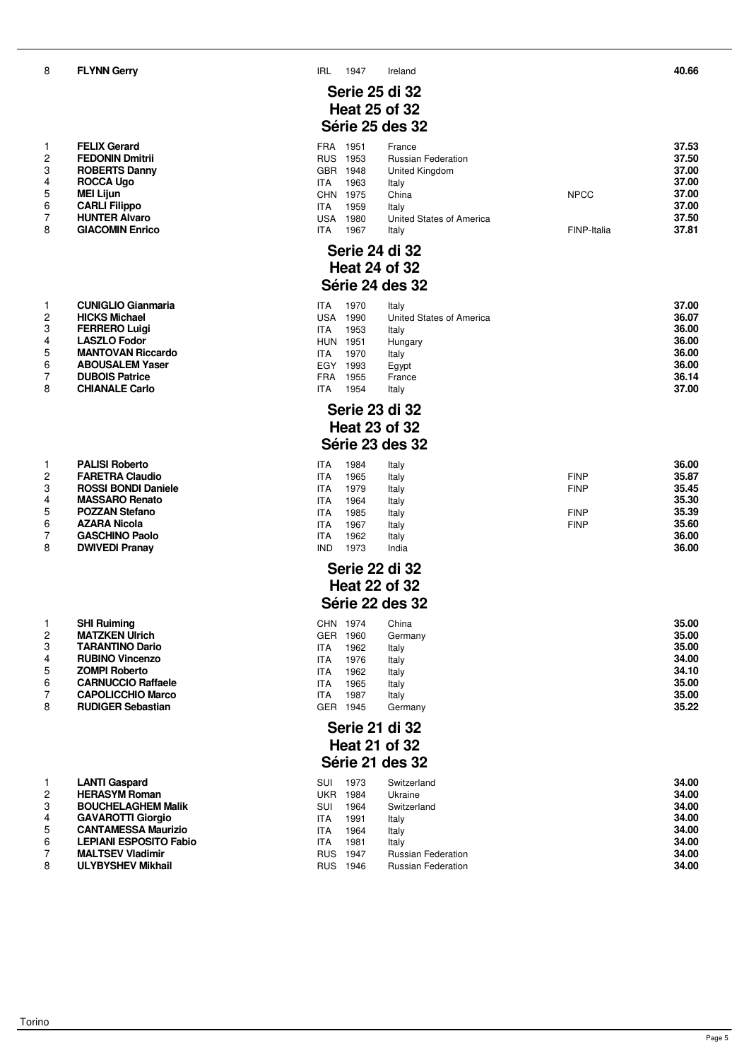| 8 | FLYNN Gerry | IRL | 1947 | Ireland | | 40.66 |
|---|---|---|---|---|---|---|

## Serie 25 di 32
## Heat 25 of 32
## Série 25 des 32

| | | | | | | |
|---|---|---|---|---|---|---|
| 1 | **FELIX Gerard** | FRA | 1951 | France | | **37.53** |
| 2 | **FEDONIN Dmitrii** | RUS | 1953 | Russian Federation | | **37.50** |
| 3 | **ROBERTS Danny** | GBR | 1948 | United Kingdom | | **37.00** |
| 4 | **ROCCA Ugo** | ITA | 1963 | Italy | | **37.00** |
| 5 | **MEI Lijun** | CHN | 1975 | China | NPCC | **37.00** |
| 6 | **CARLI Filippo** | ITA | 1959 | Italy | | **37.00** |
| 7 | **HUNTER Alvaro** | USA | 1980 | United States of America | | **37.50** |
| 8 | **GIACOMIN Enrico** | ITA | 1967 | Italy | FINP-Italia | **37.81** |

## Serie 24 di 32
## Heat 24 of 32
## Série 24 des 32

| | | | | | | |
|---|---|---|---|---|---|---|
| 1 | **CUNIGLIO Gianmaria** | ITA | 1970 | Italy | | **37.00** |
| 2 | **HICKS Michael** | USA | 1990 | United States of America | | **36.07** |
| 3 | **FERRERO Luigi** | ITA | 1953 | Italy | | **36.00** |
| 4 | **LASZLO Fodor** | HUN | 1951 | Hungary | | **36.00** |
| 5 | **MANTOVAN Riccardo** | ITA | 1970 | Italy | | **36.00** |
| 6 | **ABOUSALEM Yaser** | EGY | 1993 | Egypt | | **36.00** |
| 7 | **DUBOIS Patrice** | FRA | 1955 | France | | **36.14** |
| 8 | **CHIANALE Carlo** | ITA | 1954 | Italy | | **37.00** |

## Serie 23 di 32
## Heat 23 of 32
## Série 23 des 32

| | | | | | | |
|---|---|---|---|---|---|---|
| 1 | **PALISI Roberto** | ITA | 1984 | Italy | | **36.00** |
| 2 | **FARETRA Claudio** | ITA | 1965 | Italy | FINP | **35.87** |
| 3 | **ROSSI BONDI Daniele** | ITA | 1979 | Italy | FINP | **35.45** |
| 4 | **MASSARO Renato** | ITA | 1964 | Italy | | **35.30** |
| 5 | **POZZAN Stefano** | ITA | 1985 | Italy | FINP | **35.39** |
| 6 | **AZARA Nicola** | ITA | 1967 | Italy | FINP | **35.60** |
| 7 | **GASCHINO Paolo** | ITA | 1962 | Italy | | **36.00** |
| 8 | **DWIVEDI Pranay** | IND | 1973 | India | | **36.00** |

## Serie 22 di 32
## Heat 22 of 32
## Série 22 des 32

| | | | | | | |
|---|---|---|---|---|---|---|
| 1 | **SHI Ruiming** | CHN | 1974 | China | | **35.00** |
| 2 | **MATZKEN Ulrich** | GER | 1960 | Germany | | **35.00** |
| 3 | **TARANTINO Dario** | ITA | 1962 | Italy | | **35.00** |
| 4 | **RUBINO Vincenzo** | ITA | 1976 | Italy | | **34.00** |
| 5 | **ZOMPI Roberto** | ITA | 1962 | Italy | | **34.10** |
| 6 | **CARNUCCIO Raffaele** | ITA | 1965 | Italy | | **35.00** |
| 7 | **CAPOLICCHIO Marco** | ITA | 1987 | Italy | | **35.00** |
| 8 | **RUDIGER Sebastian** | GER | 1945 | Germany | | **35.22** |

## Serie 21 di 32
## Heat 21 of 32
## Série 21 des 32

| | | | | | | |
|---|---|---|---|---|---|---|
| 1 | **LANTI Gaspard** | SUI | 1973 | Switzerland | | **34.00** |
| 2 | **HERASYM Roman** | UKR | 1984 | Ukraine | | **34.00** |
| 3 | **BOUCHELAGHEM Malik** | SUI | 1964 | Switzerland | | **34.00** |
| 4 | **GAVAROTTI Giorgio** | ITA | 1991 | Italy | | **34.00** |
| 5 | **CANTAMESSA Maurizio** | ITA | 1964 | Italy | | **34.00** |
| 6 | **LEPIANI ESPOSITO Fabio** | ITA | 1981 | Italy | | **34.00** |
| 7 | **MALTSEV Vladimir** | RUS | 1947 | Russian Federation | | **34.00** |
| 8 | **ULYBYSHEV Mikhail** | RUS | 1946 | Russian Federation | | **34.00** |

Torino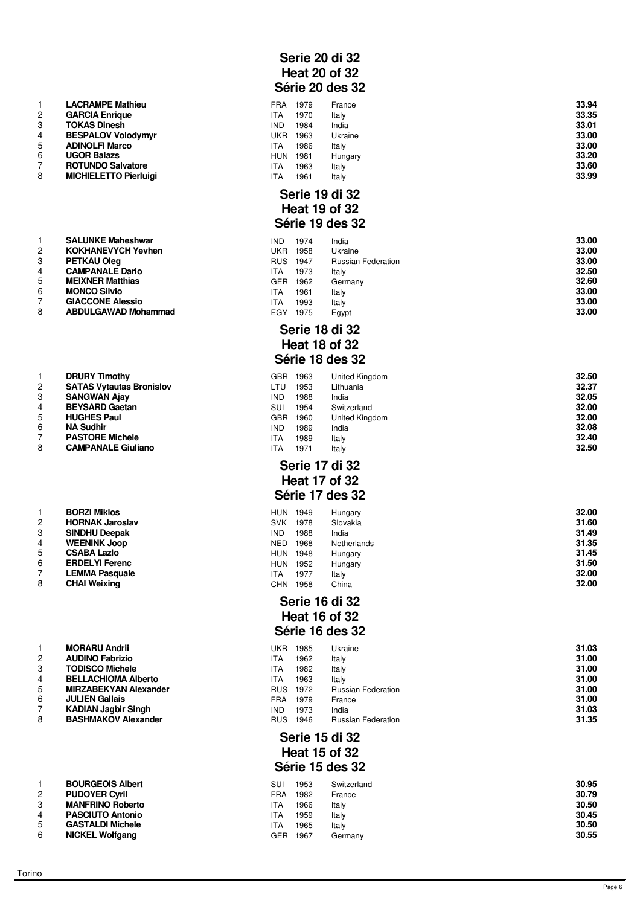## Serie 20 di 32
## Heat 20 of 32
## Série 20 des 32

| | | | | | |
|---|---|---|---|---|---|
| 1 | **LACRAMPE Mathieu** | FRA | 1979 | France | **33.94** |
| 2 | **GARCIA Enrique** | ITA | 1970 | Italy | **33.35** |
| 3 | **TOKAS Dinesh** | IND | 1984 | India | **33.01** |
| 4 | **BESPALOV Volodymyr** | UKR | 1963 | Ukraine | **33.00** |
| 5 | **ADINOLFI Marco** | ITA | 1986 | Italy | **33.00** |
| 6 | **UGOR Balazs** | HUN | 1981 | Hungary | **33.20** |
| 7 | **ROTUNDO Salvatore** | ITA | 1963 | Italy | **33.60** |
| 8 | **MICHIELETTO Pierluigi** | ITA | 1961 | Italy | **33.99** |

## Serie 19 di 32
## Heat 19 of 32
## Série 19 des 32

| | | | | | |
|---|---|---|---|---|---|
| 1 | **SALUNKE Maheshwar** | IND | 1974 | India | **33.00** |
| 2 | **KOKHANEVYCH Yevhen** | UKR | 1958 | Ukraine | **33.00** |
| 3 | **PETKAU Oleg** | RUS | 1947 | Russian Federation | **33.00** |
| 4 | **CAMPANALE Dario** | ITA | 1973 | Italy | **32.50** |
| 5 | **MEIXNER Matthias** | GER | 1962 | Germany | **32.60** |
| 6 | **MONCO Silvio** | ITA | 1961 | Italy | **33.00** |
| 7 | **GIACCONE Alessio** | ITA | 1993 | Italy | **33.00** |
| 8 | **ABDULGAWAD Mohammad** | EGY | 1975 | Egypt | **33.00** |

## Serie 18 di 32
## Heat 18 of 32
## Série 18 des 32

| | | | | | |
|---|---|---|---|---|---|
| 1 | **DRURY Timothy** | GBR | 1963 | United Kingdom | **32.50** |
| 2 | **SATAS Vytautas Bronislov** | LTU | 1953 | Lithuania | **32.37** |
| 3 | **SANGWAN Ajay** | IND | 1988 | India | **32.05** |
| 4 | **BEYSARD Gaetan** | SUI | 1954 | Switzerland | **32.00** |
| 5 | **HUGHES Paul** | GBR | 1960 | United Kingdom | **32.00** |
| 6 | **NA Sudhir** | IND | 1989 | India | **32.08** |
| 7 | **PASTORE Michele** | ITA | 1989 | Italy | **32.40** |
| 8 | **CAMPANALE Giuliano** | ITA | 1971 | Italy | **32.50** |

## Serie 17 di 32
## Heat 17 of 32
## Série 17 des 32

| | | | | | |
|---|---|---|---|---|---|
| 1 | **BORZI Miklos** | HUN | 1949 | Hungary | **32.00** |
| 2 | **HORNAK Jaroslav** | SVK | 1978 | Slovakia | **31.60** |
| 3 | **SINDHU Deepak** | IND | 1988 | India | **31.49** |
| 4 | **WEENINK Joop** | NED | 1968 | Netherlands | **31.35** |
| 5 | **CSABA Lazlo** | HUN | 1948 | Hungary | **31.45** |
| 6 | **ERDELYI Ferenc** | HUN | 1952 | Hungary | **31.50** |
| 7 | **LEMMA Pasquale** | ITA | 1977 | Italy | **32.00** |
| 8 | **CHAI Weixing** | CHN | 1958 | China | **32.00** |

## Serie 16 di 32
## Heat 16 of 32
## Série 16 des 32

| | | | | | |
|---|---|---|---|---|---|
| 1 | **MORARU Andrii** | UKR | 1985 | Ukraine | **31.03** |
| 2 | **AUDINO Fabrizio** | ITA | 1962 | Italy | **31.00** |
| 3 | **TODISCO Michele** | ITA | 1982 | Italy | **31.00** |
| 4 | **BELLACHIOMA Alberto** | ITA | 1963 | Italy | **31.00** |
| 5 | **MIRZABEKYAN Alexander** | RUS | 1972 | Russian Federation | **31.00** |
| 6 | **JULIEN Gallais** | FRA | 1979 | France | **31.00** |
| 7 | **KADIAN Jagbir Singh** | IND | 1973 | India | **31.03** |
| 8 | **BASHMAKOV Alexander** | RUS | 1946 | Russian Federation | **31.35** |

## Serie 15 di 32
## Heat 15 of 32
## Série 15 des 32

| | | | | | |
|---|---|---|---|---|---|
| 1 | **BOURGEOIS Albert** | SUI | 1953 | Switzerland | **30.95** |
| 2 | **PUDOYER Cyril** | FRA | 1982 | France | **30.79** |
| 3 | **MANFRINO Roberto** | ITA | 1966 | Italy | **30.50** |
| 4 | **PASCIUTO Antonio** | ITA | 1959 | Italy | **30.45** |
| 5 | **GASTALDI Michele** | ITA | 1965 | Italy | **30.50** |
| 6 | **NICKEL Wolfgang** | GER | 1967 | Germany | **30.55** |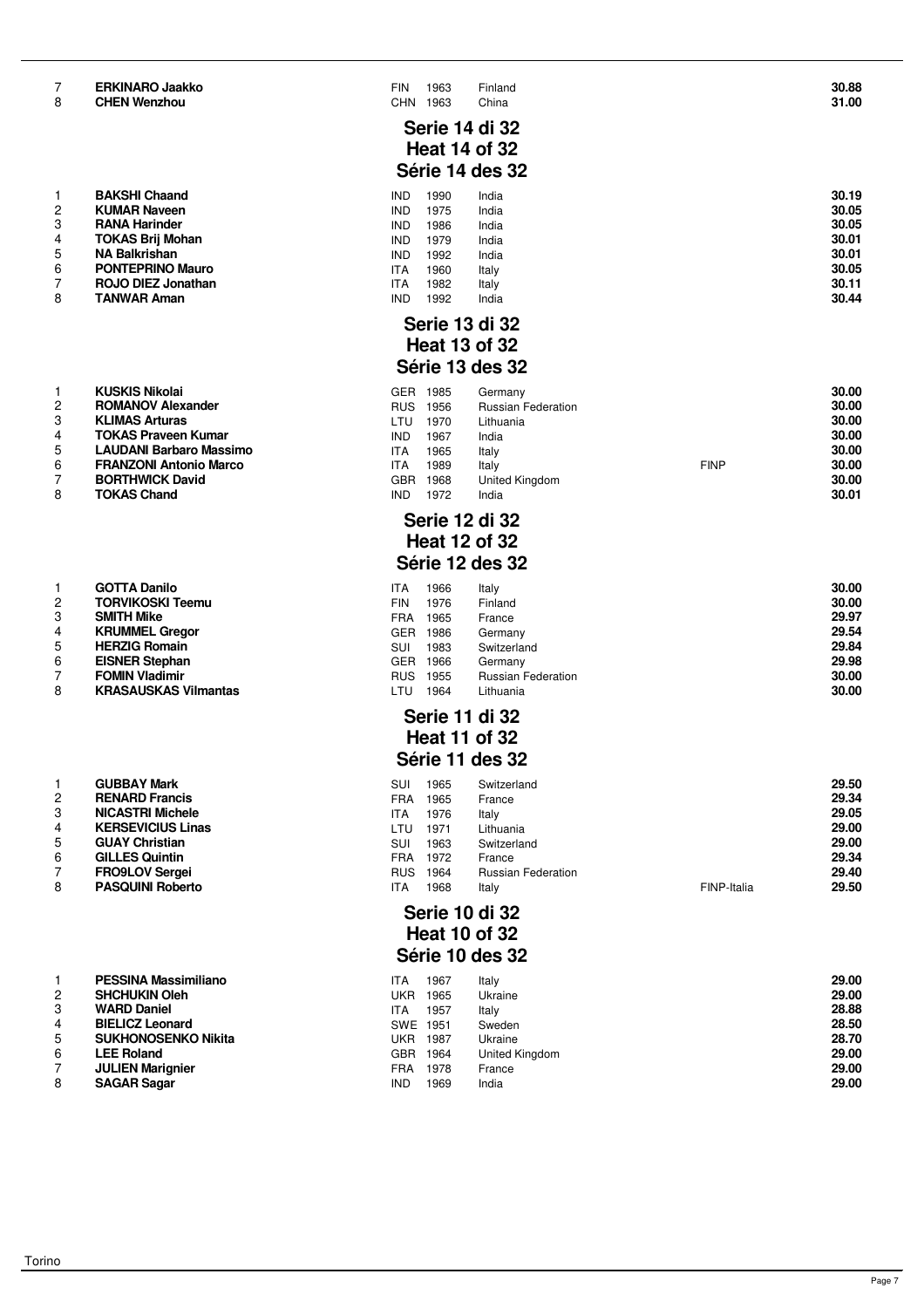| | | | | | | |
|---|---|---|---|---|---|---|
| 7 | **ERKINARO Jaakko** | FIN | 1963 | Finland | | **30.88** |
| 8 | **CHEN Wenzhou** | CHN | 1963 | China | | **31.00** |

## Serie 14 di 32
## Heat 14 of 32
## Série 14 des 32

| | | | | | | |
|---|---|---|---|---|---|---|
| 1 | **BAKSHI Chaand** | IND | 1990 | India | | **30.19** |
| 2 | **KUMAR Naveen** | IND | 1975 | India | | **30.05** |
| 3 | **RANA Harinder** | IND | 1986 | India | | **30.05** |
| 4 | **TOKAS Brij Mohan** | IND | 1979 | India | | **30.01** |
| 5 | **NA Balkrishan** | IND | 1992 | India | | **30.01** |
| 6 | **PONTEPRINO Mauro** | ITA | 1960 | Italy | | **30.05** |
| 7 | **ROJO DIEZ Jonathan** | ITA | 1982 | Italy | | **30.11** |
| 8 | **TANWAR Aman** | IND | 1992 | India | | **30.44** |

## Serie 13 di 32
## Heat 13 of 32
## Série 13 des 32

| | | | | | | |
|---|---|---|---|---|---|---|
| 1 | **KUSKIS Nikolai** | GER | 1985 | Germany | | **30.00** |
| 2 | **ROMANOV Alexander** | RUS | 1956 | Russian Federation | | **30.00** |
| 3 | **KLIMAS Arturas** | LTU | 1970 | Lithuania | | **30.00** |
| 4 | **TOKAS Praveen Kumar** | IND | 1967 | India | | **30.00** |
| 5 | **LAUDANI Barbaro Massimo** | ITA | 1965 | Italy | | **30.00** |
| 6 | **FRANZONI Antonio Marco** | ITA | 1989 | Italy | FINP | **30.00** |
| 7 | **BORTHWICK David** | GBR | 1968 | United Kingdom | | **30.00** |
| 8 | **TOKAS Chand** | IND | 1972 | India | | **30.01** |

## Serie 12 di 32
## Heat 12 of 32
## Série 12 des 32

| | | | | | | |
|---|---|---|---|---|---|---|
| 1 | **GOTTA Danilo** | ITA | 1966 | Italy | | **30.00** |
| 2 | **TORVIKOSKI Teemu** | FIN | 1976 | Finland | | **30.00** |
| 3 | **SMITH Mike** | FRA | 1965 | France | | **29.97** |
| 4 | **KRUMMEL Gregor** | GER | 1986 | Germany | | **29.54** |
| 5 | **HERZIG Romain** | SUI | 1983 | Switzerland | | **29.84** |
| 6 | **EISNER Stephan** | GER | 1966 | Germany | | **29.98** |
| 7 | **FOMIN Vladimir** | RUS | 1955 | Russian Federation | | **30.00** |
| 8 | **KRASAUSKAS Vilmantas** | LTU | 1964 | Lithuania | | **30.00** |

## Serie 11 di 32
## Heat 11 of 32
## Série 11 des 32

| | | | | | | |
|---|---|---|---|---|---|---|
| 1 | **GUBBAY Mark** | SUI | 1965 | Switzerland | | **29.50** |
| 2 | **RENARD Francis** | FRA | 1965 | France | | **29.34** |
| 3 | **NICASTRI Michele** | ITA | 1976 | Italy | | **29.05** |
| 4 | **KERSEVICIUS Linas** | LTU | 1971 | Lithuania | | **29.00** |
| 5 | **GUAY Christian** | SUI | 1963 | Switzerland | | **29.00** |
| 6 | **GILLES Quintin** | FRA | 1972 | France | | **29.34** |
| 7 | **FRO9LOV Sergei** | RUS | 1964 | Russian Federation | | **29.40** |
| 8 | **PASQUINI Roberto** | ITA | 1968 | Italy | FINP-Italia | **29.50** |

## Serie 10 di 32
## Heat 10 of 32
## Série 10 des 32

| | | | | | | |
|---|---|---|---|---|---|---|
| 1 | **PESSINA Massimiliano** | ITA | 1967 | Italy | | **29.00** |
| 2 | **SHCHUKIN Oleh** | UKR | 1965 | Ukraine | | **29.00** |
| 3 | **WARD Daniel** | ITA | 1957 | Italy | | **28.88** |
| 4 | **BIELICZ Leonard** | SWE | 1951 | Sweden | | **28.50** |
| 5 | **SUKHONOSENKO Nikita** | UKR | 1987 | Ukraine | | **28.70** |
| 6 | **LEE Roland** | GBR | 1964 | United Kingdom | | **29.00** |
| 7 | **JULIEN Marignier** | FRA | 1978 | France | | **29.00** |
| 8 | **SAGAR Sagar** | IND | 1969 | India | | **29.00** |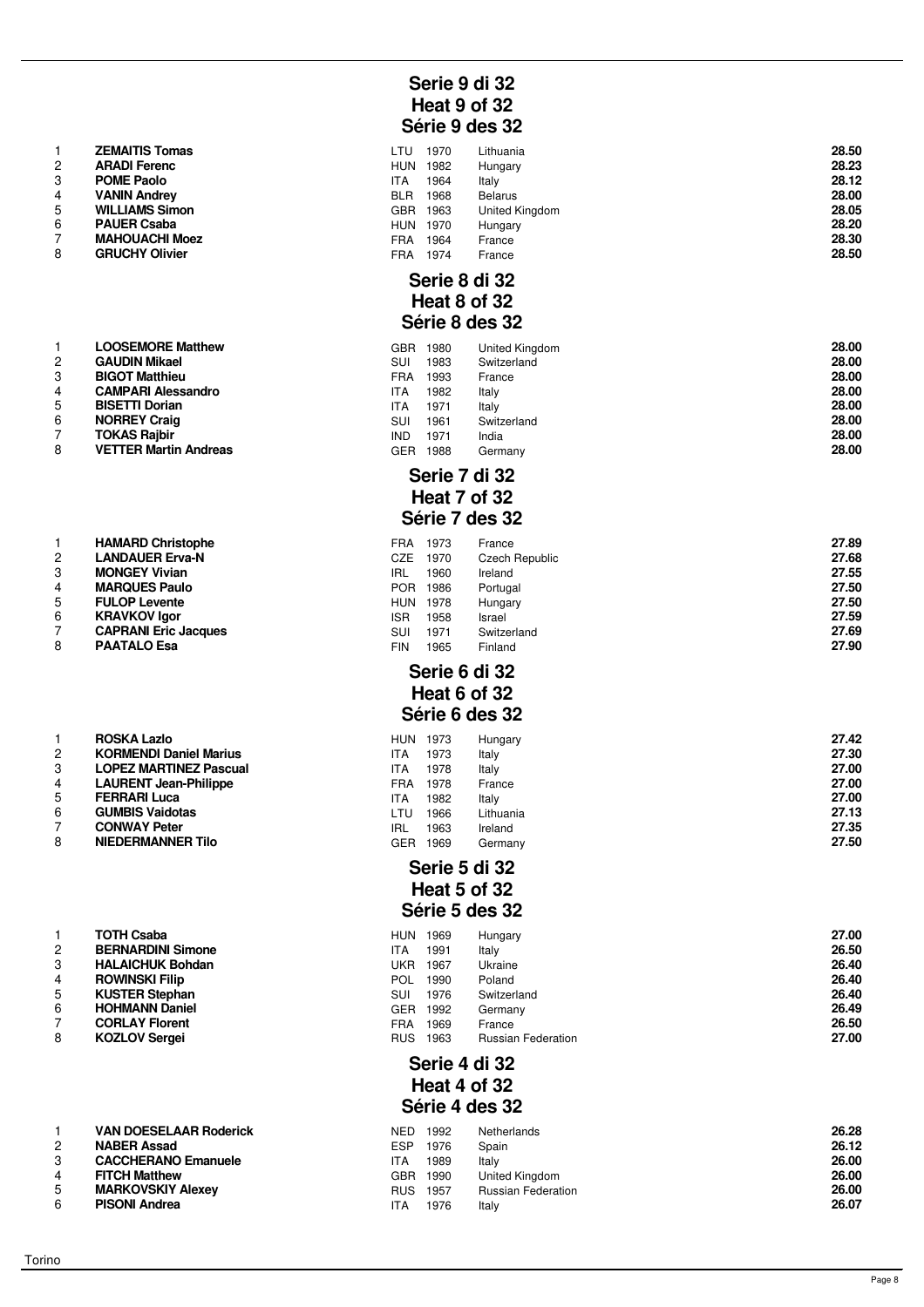## Serie 9 di 32
## Heat 9 of 32
## Série 9 des 32

| | | | | | |
|---|---|---|---|---|---|
| 1 | **ZEMAITIS Tomas** | LTU | 1970 | Lithuania | **28.50** |
| 2 | **ARADI Ferenc** | HUN | 1982 | Hungary | **28.23** |
| 3 | **POME Paolo** | ITA | 1964 | Italy | **28.12** |
| 4 | **VANIN Andrey** | BLR | 1968 | Belarus | **28.00** |
| 5 | **WILLIAMS Simon** | GBR | 1963 | United Kingdom | **28.05** |
| 6 | **PAUER Csaba** | HUN | 1970 | Hungary | **28.20** |
| 7 | **MAHOUACHI Moez** | FRA | 1964 | France | **28.30** |
| 8 | **GRUCHY Olivier** | FRA | 1974 | France | **28.50** |

## Serie 8 di 32
## Heat 8 of 32
## Série 8 des 32

| | | | | | |
|---|---|---|---|---|---|
| 1 | **LOOSEMORE Matthew** | GBR | 1980 | United Kingdom | **28.00** |
| 2 | **GAUDIN Mikael** | SUI | 1983 | Switzerland | **28.00** |
| 3 | **BIGOT Matthieu** | FRA | 1993 | France | **28.00** |
| 4 | **CAMPARI Alessandro** | ITA | 1982 | Italy | **28.00** |
| 5 | **BISETTI Dorian** | ITA | 1971 | Italy | **28.00** |
| 6 | **NORREY Craig** | SUI | 1961 | Switzerland | **28.00** |
| 7 | **TOKAS Rajbir** | IND | 1971 | India | **28.00** |
| 8 | **VETTER Martin Andreas** | GER | 1988 | Germany | **28.00** |

## Serie 7 di 32
## Heat 7 of 32
## Série 7 des 32

| | | | | | |
|---|---|---|---|---|---|
| 1 | **HAMARD Christophe** | FRA | 1973 | France | **27.89** |
| 2 | **LANDAUER Erva-N** | CZE | 1970 | Czech Republic | **27.68** |
| 3 | **MONGEY Vivian** | IRL | 1960 | Ireland | **27.55** |
| 4 | **MARQUES Paulo** | POR | 1986 | Portugal | **27.50** |
| 5 | **FULOP Levente** | HUN | 1978 | Hungary | **27.50** |
| 6 | **KRAVKOV Igor** | ISR | 1958 | Israel | **27.59** |
| 7 | **CAPRANI Eric Jacques** | SUI | 1971 | Switzerland | **27.69** |
| 8 | **PAATALO Esa** | FIN | 1965 | Finland | **27.90** |

## Serie 6 di 32
## Heat 6 of 32
## Série 6 des 32

| | | | | | |
|---|---|---|---|---|---|
| 1 | **ROSKA Lazlo** | HUN | 1973 | Hungary | **27.42** |
| 2 | **KORMENDI Daniel Marius** | ITA | 1973 | Italy | **27.30** |
| 3 | **LOPEZ MARTINEZ Pascual** | ITA | 1978 | Italy | **27.00** |
| 4 | **LAURENT Jean-Philippe** | FRA | 1978 | France | **27.00** |
| 5 | **FERRARI Luca** | ITA | 1982 | Italy | **27.00** |
| 6 | **GUMBIS Vaidotas** | LTU | 1966 | Lithuania | **27.13** |
| 7 | **CONWAY Peter** | IRL | 1963 | Ireland | **27.35** |
| 8 | **NIEDERMANNER Tilo** | GER | 1969 | Germany | **27.50** |

## Serie 5 di 32
## Heat 5 of 32
## Série 5 des 32

| | | | | | |
|---|---|---|---|---|---|
| 1 | **TOTH Csaba** | HUN | 1969 | Hungary | **27.00** |
| 2 | **BERNARDINI Simone** | ITA | 1991 | Italy | **26.50** |
| 3 | **HALAICHUK Bohdan** | UKR | 1967 | Ukraine | **26.40** |
| 4 | **ROWINSKI Filip** | POL | 1990 | Poland | **26.40** |
| 5 | **KUSTER Stephan** | SUI | 1976 | Switzerland | **26.40** |
| 6 | **HOHMANN Daniel** | GER | 1992 | Germany | **26.49** |
| 7 | **CORLAY Florent** | FRA | 1969 | France | **26.50** |
| 8 | **KOZLOV Sergei** | RUS | 1963 | Russian Federation | **27.00** |

## Serie 4 di 32
## Heat 4 of 32
## Série 4 des 32

| | | | | | |
|---|---|---|---|---|---|
| 1 | **VAN DOESELAAR Roderick** | NED | 1992 | Netherlands | **26.28** |
| 2 | **NABER Assad** | ESP | 1976 | Spain | **26.12** |
| 3 | **CACCHERANO Emanuele** | ITA | 1989 | Italy | **26.00** |
| 4 | **FITCH Matthew** | GBR | 1990 | United Kingdom | **26.00** |
| 5 | **MARKOVSKIY Alexey** | RUS | 1957 | Russian Federation | **26.00** |
| 6 | **PISONI Andrea** | ITA | 1976 | Italy | **26.07** |

Torino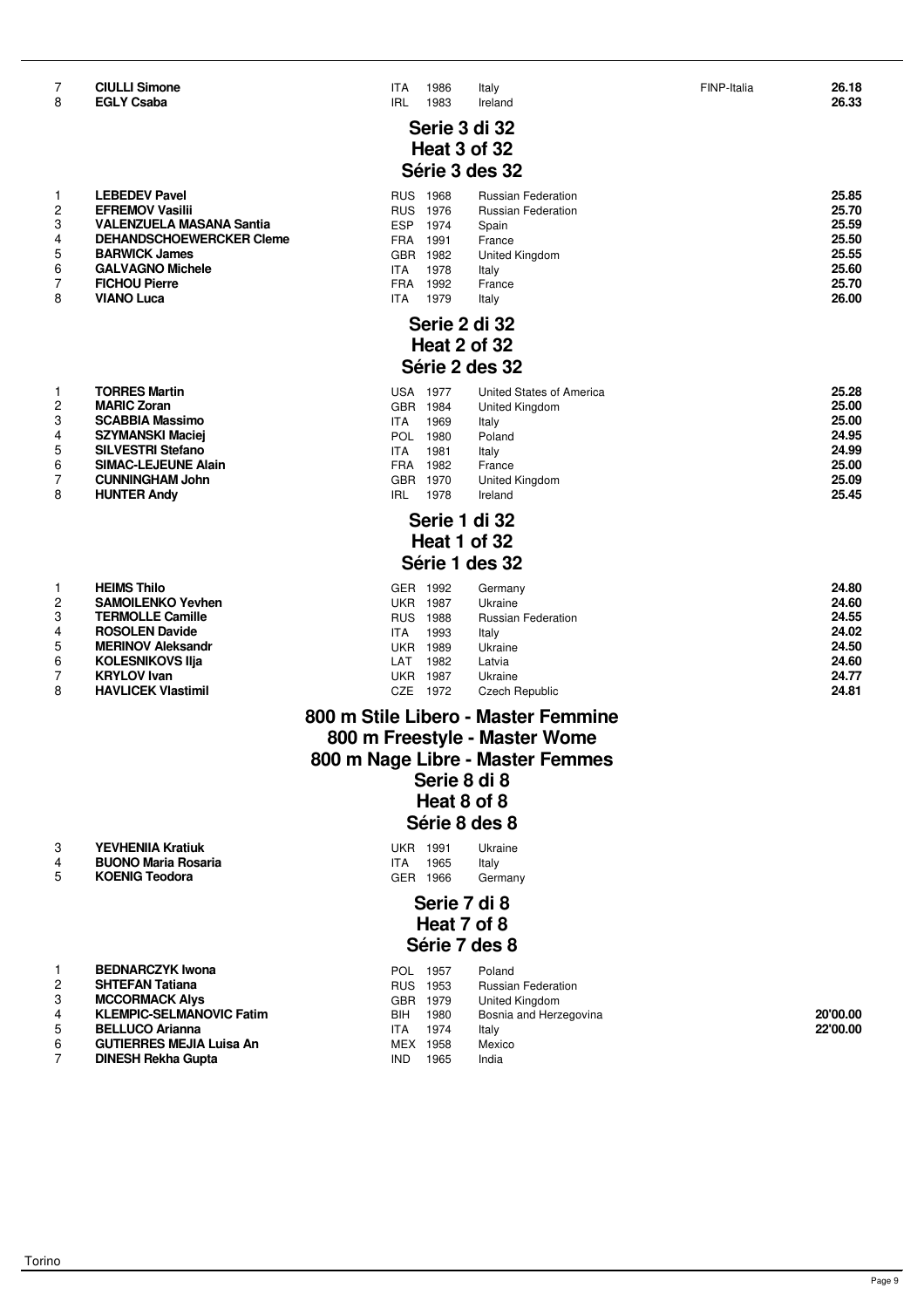| | | | | | | |
|---|---|---|---|---|---|---|
| 7 | **CIULLI Simone** | ITA | 1986 | Italy | FINP-Italia | **26.18** |
| 8 | **EGLY Csaba** | IRL | 1983 | Ireland | | **26.33** |

## Serie 3 di 32
## Heat 3 of 32
## Série 3 des 32

| | | | | | |
|---|---|---|---|---|---|
| 1 | **LEBEDEV Pavel** | RUS | 1968 | Russian Federation | **25.85** |
| 2 | **EFREMOV Vasilii** | RUS | 1976 | Russian Federation | **25.70** |
| 3 | **VALENZUELA MASANA Santia** | ESP | 1974 | Spain | **25.59** |
| 4 | **DEHANDSCHOEWERCKER Cleme** | FRA | 1991 | France | **25.50** |
| 5 | **BARWICK James** | GBR | 1982 | United Kingdom | **25.55** |
| 6 | **GALVAGNO Michele** | ITA | 1978 | Italy | **25.60** |
| 7 | **FICHOU Pierre** | FRA | 1992 | France | **25.70** |
| 8 | **VIANO Luca** | ITA | 1979 | Italy | **26.00** |

## Serie 2 di 32
## Heat 2 of 32
## Série 2 des 32

| | | | | | |
|---|---|---|---|---|---|
| 1 | **TORRES Martin** | USA | 1977 | United States of America | **25.28** |
| 2 | **MARIC Zoran** | GBR | 1984 | United Kingdom | **25.00** |
| 3 | **SCABBIA Massimo** | ITA | 1969 | Italy | **25.00** |
| 4 | **SZYMANSKI Maciej** | POL | 1980 | Poland | **24.95** |
| 5 | **SILVESTRI Stefano** | ITA | 1981 | Italy | **24.99** |
| 6 | **SIMAC-LEJEUNE Alain** | FRA | 1982 | France | **25.00** |
| 7 | **CUNNINGHAM John** | GBR | 1970 | United Kingdom | **25.09** |
| 8 | **HUNTER Andy** | IRL | 1978 | Ireland | **25.45** |

## Serie 1 di 32
## Heat 1 of 32
## Série 1 des 32

| | | | | | |
|---|---|---|---|---|---|
| 1 | **HEIMS Thilo** | GER | 1992 | Germany | **24.80** |
| 2 | **SAMOILENKO Yevhen** | UKR | 1987 | Ukraine | **24.60** |
| 3 | **TERMOLLE Camille** | RUS | 1988 | Russian Federation | **24.55** |
| 4 | **ROSOLEN Davide** | ITA | 1993 | Italy | **24.02** |
| 5 | **MERINOV Aleksandr** | UKR | 1989 | Ukraine | **24.50** |
| 6 | **KOLESNIKOVS Ilja** | LAT | 1982 | Latvia | **24.60** |
| 7 | **KRYLOV Ivan** | UKR | 1987 | Ukraine | **24.77** |
| 8 | **HAVLICEK Vlastimil** | CZE | 1972 | Czech Republic | **24.81** |

# 800 m Stile Libero - Master Femmine
# 800 m Freestyle - Master Wome
# 800 m Nage Libre - Master Femmes

## Serie 8 di 8
## Heat 8 of 8
## Série 8 des 8

| | | | | | |
|---|---|---|---|---|---|
| 3 | **YEVHENIIA Kratiuk** | UKR | 1991 | Ukraine | |
| 4 | **BUONO Maria Rosaria** | ITA | 1965 | Italy | |
| 5 | **KOENIG Teodora** | GER | 1966 | Germany | |

## Serie 7 di 8
## Heat 7 of 8
## Série 7 des 8

| | | | | | |
|---|---|---|---|---|---|
| 1 | **BEDNARCZYK Iwona** | POL | 1957 | Poland | |
| 2 | **SHTEFAN Tatiana** | RUS | 1953 | Russian Federation | |
| 3 | **MCCORMACK Alys** | GBR | 1979 | United Kingdom | |
| 4 | **KLEMPIC-SELMANOVIC Fatim** | BIH | 1980 | Bosnia and Herzegovina | **20'00.00** |
| 5 | **BELLUCO Arianna** | ITA | 1974 | Italy | **22'00.00** |
| 6 | **GUTIERRES MEJIA Luisa An** | MEX | 1958 | Mexico | |
| 7 | **DINESH Rekha Gupta** | IND | 1965 | India | |

Torino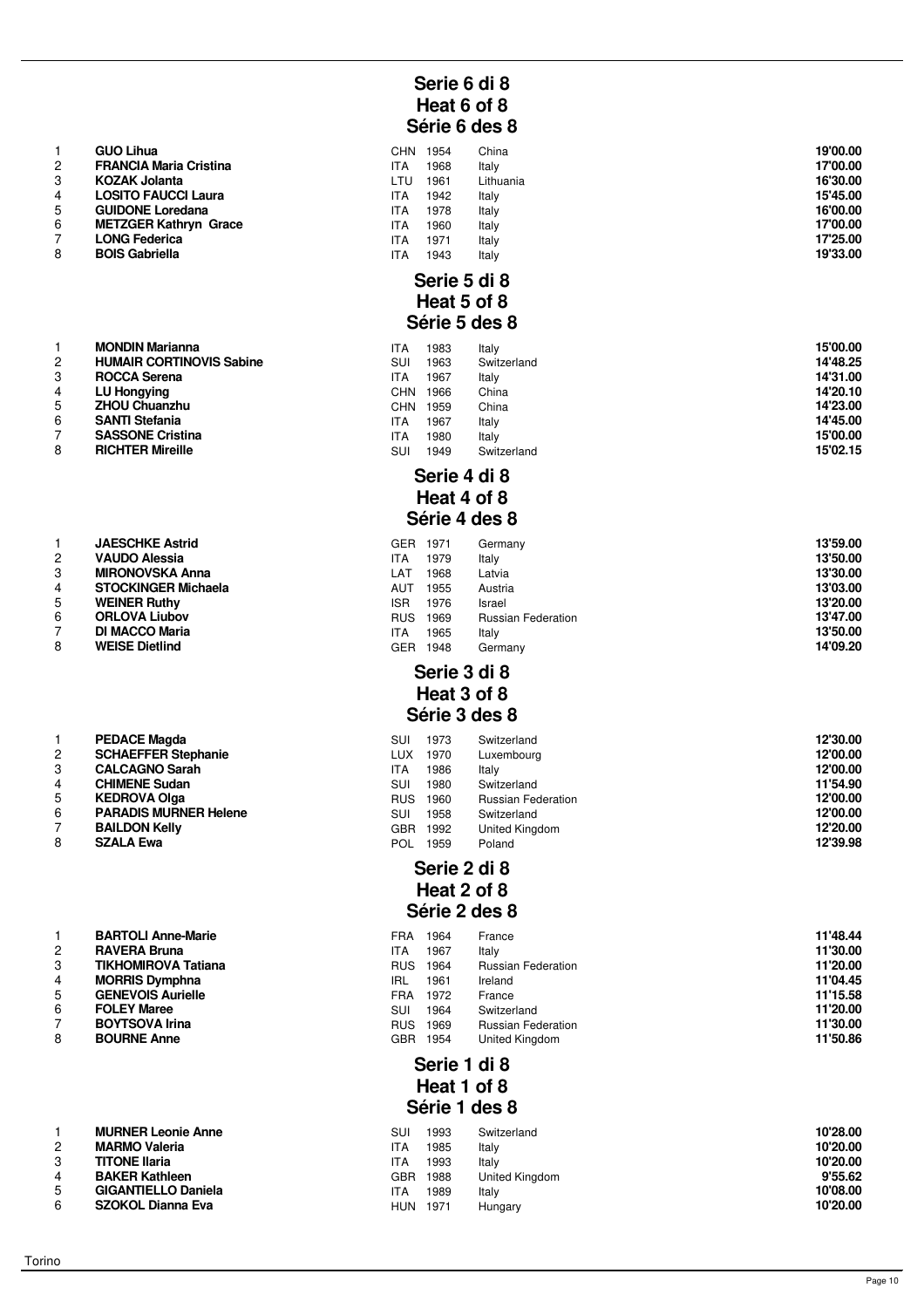## Serie 6 di 8
## Heat 6 of 8
## Série 6 des 8

| | | | | | |
|---|---|---|---|---|---|
| 1 | **GUO Lihua** | CHN | 1954 | China | **19'00.00** |
| 2 | **FRANCIA Maria Cristina** | ITA | 1968 | Italy | **17'00.00** |
| 3 | **KOZAK Jolanta** | LTU | 1961 | Lithuania | **16'30.00** |
| 4 | **LOSITO FAUCCI Laura** | ITA | 1942 | Italy | **15'45.00** |
| 5 | **GUIDONE Loredana** | ITA | 1978 | Italy | **16'00.00** |
| 6 | **METZGER Kathryn Grace** | ITA | 1960 | Italy | **17'00.00** |
| 7 | **LONG Federica** | ITA | 1971 | Italy | **17'25.00** |
| 8 | **BOIS Gabriella** | ITA | 1943 | Italy | **19'33.00** |

## Serie 5 di 8
## Heat 5 of 8
## Série 5 des 8

| | | | | | |
|---|---|---|---|---|---|
| 1 | **MONDIN Marianna** | ITA | 1983 | Italy | **15'00.00** |
| 2 | **HUMAIR CORTINOVIS Sabine** | SUI | 1963 | Switzerland | **14'48.25** |
| 3 | **ROCCA Serena** | ITA | 1967 | Italy | **14'31.00** |
| 4 | **LU Hongying** | CHN | 1966 | China | **14'20.10** |
| 5 | **ZHOU Chuanzhu** | CHN | 1959 | China | **14'23.00** |
| 6 | **SANTI Stefania** | ITA | 1967 | Italy | **14'45.00** |
| 7 | **SASSONE Cristina** | ITA | 1980 | Italy | **15'00.00** |
| 8 | **RICHTER Mireille** | SUI | 1949 | Switzerland | **15'02.15** |

## Serie 4 di 8
## Heat 4 of 8
## Série 4 des 8

| | | | | | |
|---|---|---|---|---|---|
| 1 | **JAESCHKE Astrid** | GER | 1971 | Germany | **13'59.00** |
| 2 | **VAUDO Alessia** | ITA | 1979 | Italy | **13'50.00** |
| 3 | **MIRONOVSKA Anna** | LAT | 1968 | Latvia | **13'30.00** |
| 4 | **STOCKINGER Michaela** | AUT | 1955 | Austria | **13'03.00** |
| 5 | **WEINER Ruthy** | ISR | 1976 | Israel | **13'20.00** |
| 6 | **ORLOVA Liubov** | RUS | 1969 | Russian Federation | **13'47.00** |
| 7 | **DI MACCO Maria** | ITA | 1965 | Italy | **13'50.00** |
| 8 | **WEISE Dietlind** | GER | 1948 | Germany | **14'09.20** |

## Serie 3 di 8
## Heat 3 of 8
## Série 3 des 8

| | | | | | |
|---|---|---|---|---|---|
| 1 | **PEDACE Magda** | SUI | 1973 | Switzerland | **12'30.00** |
| 2 | **SCHAEFFER Stephanie** | LUX | 1970 | Luxembourg | **12'00.00** |
| 3 | **CALCAGNO Sarah** | ITA | 1986 | Italy | **12'00.00** |
| 4 | **CHIMENE Sudan** | SUI | 1980 | Switzerland | **11'54.90** |
| 5 | **KEDROVA Olga** | RUS | 1960 | Russian Federation | **12'00.00** |
| 6 | **PARADIS MURNER Helene** | SUI | 1958 | Switzerland | **12'00.00** |
| 7 | **BAILDON Kelly** | GBR | 1992 | United Kingdom | **12'20.00** |
| 8 | **SZALA Ewa** | POL | 1959 | Poland | **12'39.98** |

## Serie 2 di 8
## Heat 2 of 8
## Série 2 des 8

| | | | | | |
|---|---|---|---|---|---|
| 1 | **BARTOLI Anne-Marie** | FRA | 1964 | France | **11'48.44** |
| 2 | **RAVERA Bruna** | ITA | 1967 | Italy | **11'30.00** |
| 3 | **TIKHOMIROVA Tatiana** | RUS | 1964 | Russian Federation | **11'20.00** |
| 4 | **MORRIS Dymphna** | IRL | 1961 | Ireland | **11'04.45** |
| 5 | **GENEVOIS Aurielle** | FRA | 1972 | France | **11'15.58** |
| 6 | **FOLEY Maree** | SUI | 1964 | Switzerland | **11'20.00** |
| 7 | **BOYTSOVA Irina** | RUS | 1969 | Russian Federation | **11'30.00** |
| 8 | **BOURNE Anne** | GBR | 1954 | United Kingdom | **11'50.86** |

## Serie 1 di 8
## Heat 1 of 8
## Série 1 des 8

| | | | | | |
|---|---|---|---|---|---|
| 1 | **MURNER Leonie Anne** | SUI | 1993 | Switzerland | **10'28.00** |
| 2 | **MARMO Valeria** | ITA | 1985 | Italy | **10'20.00** |
| 3 | **TITONE Ilaria** | ITA | 1993 | Italy | **10'20.00** |
| 4 | **BAKER Kathleen** | GBR | 1988 | United Kingdom | **9'55.62** |
| 5 | **GIGANTIELLO Daniela** | ITA | 1989 | Italy | **10'08.00** |
| 6 | **SZOKOL Dianna Eva** | HUN | 1971 | Hungary | **10'20.00** |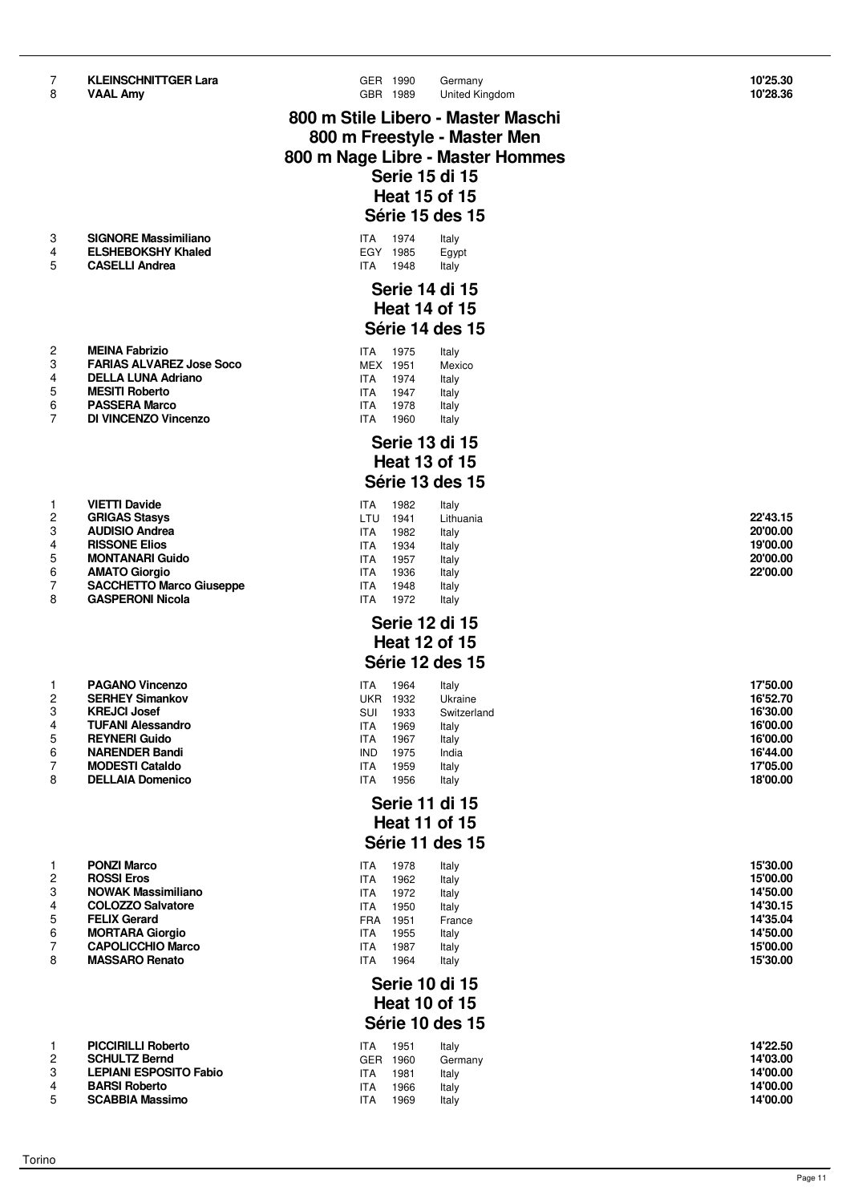| | | | | | |
|---|---|---|---|---|---|
| 7 | **KLEINSCHNITTGER Lara** | GER | 1990 | Germany | **10'25.30** |
| 8 | **VAAL Amy** | GBR | 1989 | United Kingdom | **10'28.36** |

## 800 m Stile Libero - Master Maschi
## 800 m Freestyle - Master Men
## 800 m Nage Libre - Master Hommes

### Serie 15 di 15
### Heat 15 of 15
### Série 15 des 15

| | | | | | |
|---|---|---|---|---|---|
| 3 | **SIGNORE Massimiliano** | ITA | 1974 | Italy | |
| 4 | **ELSHEBOKSHY Khaled** | EGY | 1985 | Egypt | |
| 5 | **CASELLI Andrea** | ITA | 1948 | Italy | |

### Serie 14 di 15
### Heat 14 of 15
### Série 14 des 15

| | | | | | |
|---|---|---|---|---|---|
| 2 | **MEINA Fabrizio** | ITA | 1975 | Italy | |
| 3 | **FARIAS ALVAREZ Jose Soco** | MEX | 1951 | Mexico | |
| 4 | **DELLA LUNA Adriano** | ITA | 1974 | Italy | |
| 5 | **MESITI Roberto** | ITA | 1947 | Italy | |
| 6 | **PASSERA Marco** | ITA | 1978 | Italy | |
| 7 | **DI VINCENZO Vincenzo** | ITA | 1960 | Italy | |

### Serie 13 di 15
### Heat 13 of 15
### Série 13 des 15

| | | | | | |
|---|---|---|---|---|---|
| 1 | **VIETTI Davide** | ITA | 1982 | Italy | |
| 2 | **GRIGAS Stasys** | LTU | 1941 | Lithuania | **22'43.15** |
| 3 | **AUDISIO Andrea** | ITA | 1982 | Italy | **20'00.00** |
| 4 | **RISSONE Elios** | ITA | 1934 | Italy | **19'00.00** |
| 5 | **MONTANARI Guido** | ITA | 1957 | Italy | **20'00.00** |
| 6 | **AMATO Giorgio** | ITA | 1936 | Italy | **22'00.00** |
| 7 | **SACCHETTO Marco Giuseppe** | ITA | 1948 | Italy | |
| 8 | **GASPERONI Nicola** | ITA | 1972 | Italy | |

### Serie 12 di 15
### Heat 12 of 15
### Série 12 des 15

| | | | | | |
|---|---|---|---|---|---|
| 1 | **PAGANO Vincenzo** | ITA | 1964 | Italy | **17'50.00** |
| 2 | **SERHEY Simankov** | UKR | 1932 | Ukraine | **16'52.70** |
| 3 | **KREJCI Josef** | SUI | 1933 | Switzerland | **16'30.00** |
| 4 | **TUFANI Alessandro** | ITA | 1969 | Italy | **16'00.00** |
| 5 | **REYNERI Guido** | ITA | 1967 | Italy | **16'00.00** |
| 6 | **NARENDER Bandi** | IND | 1975 | India | **16'44.00** |
| 7 | **MODESTI Cataldo** | ITA | 1959 | Italy | **17'05.00** |
| 8 | **DELLAIA Domenico** | ITA | 1956 | Italy | **18'00.00** |

### Serie 11 di 15
### Heat 11 of 15
### Série 11 des 15

| | | | | | |
|---|---|---|---|---|---|
| 1 | **PONZI Marco** | ITA | 1978 | Italy | **15'30.00** |
| 2 | **ROSSI Eros** | ITA | 1962 | Italy | **15'00.00** |
| 3 | **NOWAK Massimiliano** | ITA | 1972 | Italy | **14'50.00** |
| 4 | **COLOZZO Salvatore** | ITA | 1950 | Italy | **14'30.15** |
| 5 | **FELIX Gerard** | FRA | 1951 | France | **14'35.04** |
| 6 | **MORTARA Giorgio** | ITA | 1955 | Italy | **14'50.00** |
| 7 | **CAPOLICCHIO Marco** | ITA | 1987 | Italy | **15'00.00** |
| 8 | **MASSARO Renato** | ITA | 1964 | Italy | **15'30.00** |

### Serie 10 di 15
### Heat 10 of 15
### Série 10 des 15

| | | | | | |
|---|---|---|---|---|---|
| 1 | **PICCIRILLI Roberto** | ITA | 1951 | Italy | **14'22.50** |
| 2 | **SCHULTZ Bernd** | GER | 1960 | Germany | **14'03.00** |
| 3 | **LEPIANI ESPOSITO Fabio** | ITA | 1981 | Italy | **14'00.00** |
| 4 | **BARSI Roberto** | ITA | 1966 | Italy | **14'00.00** |
| 5 | **SCABBIA Massimo** | ITA | 1969 | Italy | **14'00.00** |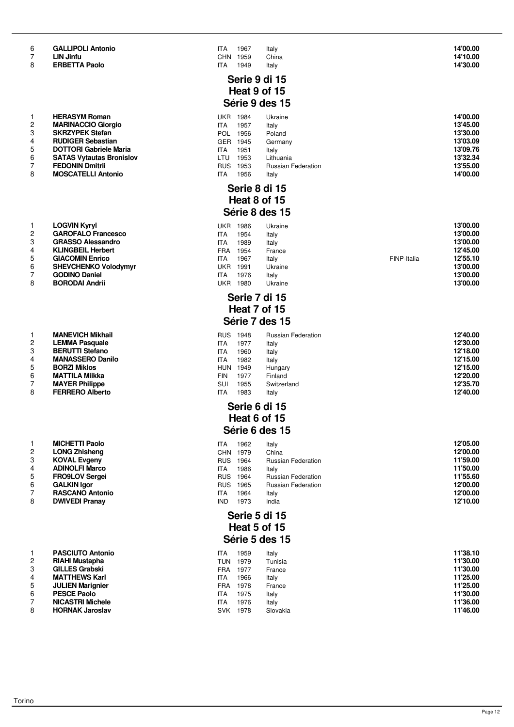| | | | | | | |
|---|---|---|---|---|---|---|
| 6 | **GALLIPOLI Antonio** | ITA | 1967 | Italy | | **14'00.00** |
| 7 | **LIN Jinfu** | CHN | 1959 | China | | **14'10.00** |
| 8 | **ERBETTA Paolo** | ITA | 1949 | Italy | | **14'30.00** |

## Serie 9 di 15
## Heat 9 of 15
## Série 9 des 15

| | | | | | | |
|---|---|---|---|---|---|---|
| 1 | **HERASYM Roman** | UKR | 1984 | Ukraine | | **14'00.00** |
| 2 | **MARINACCIO Giorgio** | ITA | 1957 | Italy | | **13'45.00** |
| 3 | **SKRZYPEK Stefan** | POL | 1956 | Poland | | **13'30.00** |
| 4 | **RUDIGER Sebastian** | GER | 1945 | Germany | | **13'03.09** |
| 5 | **DOTTORI Gabriele Maria** | ITA | 1951 | Italy | | **13'09.76** |
| 6 | **SATAS Vytautas Bronislov** | LTU | 1953 | Lithuania | | **13'32.34** |
| 7 | **FEDONIN Dmitrii** | RUS | 1953 | Russian Federation | | **13'55.00** |
| 8 | **MOSCATELLI Antonio** | ITA | 1956 | Italy | | **14'00.00** |

## Serie 8 di 15
## Heat 8 of 15
## Série 8 des 15

| | | | | | | |
|---|---|---|---|---|---|---|
| 1 | **LOGVIN Kyryl** | UKR | 1986 | Ukraine | | **13'00.00** |
| 2 | **GAROFALO Francesco** | ITA | 1954 | Italy | | **13'00.00** |
| 3 | **GRASSO Alessandro** | ITA | 1989 | Italy | | **13'00.00** |
| 4 | **KLINGBEIL Herbert** | FRA | 1954 | France | | **12'45.00** |
| 5 | **GIACOMIN Enrico** | ITA | 1967 | Italy | FINP-Italia | **12'55.10** |
| 6 | **SHEVCHENKO Volodymyr** | UKR | 1991 | Ukraine | | **13'00.00** |
| 7 | **GODINO Daniel** | ITA | 1976 | Italy | | **13'00.00** |
| 8 | **BORODAI Andrii** | UKR | 1980 | Ukraine | | **13'00.00** |

## Serie 7 di 15
## Heat 7 of 15
## Série 7 des 15

| | | | | | | |
|---|---|---|---|---|---|---|
| 1 | **MANEVICH Mikhail** | RUS | 1948 | Russian Federation | | **12'40.00** |
| 2 | **LEMMA Pasquale** | ITA | 1977 | Italy | | **12'30.00** |
| 3 | **BERUTTI Stefano** | ITA | 1960 | Italy | | **12'18.00** |
| 4 | **MANASSERO Danilo** | ITA | 1982 | Italy | | **12'15.00** |
| 5 | **BORZI Miklos** | HUN | 1949 | Hungary | | **12'15.00** |
| 6 | **MATTILA Miikka** | FIN | 1977 | Finland | | **12'20.00** |
| 7 | **MAYER Philippe** | SUI | 1955 | Switzerland | | **12'35.70** |
| 8 | **FERRERO Alberto** | ITA | 1983 | Italy | | **12'40.00** |

## Serie 6 di 15
## Heat 6 of 15
## Série 6 des 15

| | | | | | | |
|---|---|---|---|---|---|---|
| 1 | **MICHETTI Paolo** | ITA | 1962 | Italy | | **12'05.00** |
| 2 | **LONG Zhisheng** | CHN | 1979 | China | | **12'00.00** |
| 3 | **KOVAL Evgeny** | RUS | 1964 | Russian Federation | | **11'59.00** |
| 4 | **ADINOLFI Marco** | ITA | 1986 | Italy | | **11'50.00** |
| 5 | **FRO9LOV Sergei** | RUS | 1964 | Russian Federation | | **11'55.60** |
| 6 | **GALKIN Igor** | RUS | 1965 | Russian Federation | | **12'00.00** |
| 7 | **RASCANO Antonio** | ITA | 1964 | Italy | | **12'00.00** |
| 8 | **DWIVEDI Pranay** | IND | 1973 | India | | **12'10.00** |

## Serie 5 di 15
## Heat 5 of 15
## Série 5 des 15

| | | | | | | |
|---|---|---|---|---|---|---|
| 1 | **PASCIUTO Antonio** | ITA | 1959 | Italy | | **11'38.10** |
| 2 | **RIAHI Mustapha** | TUN | 1979 | Tunisia | | **11'30.00** |
| 3 | **GILLES Grabski** | FRA | 1977 | France | | **11'30.00** |
| 4 | **MATTHEWS Karl** | ITA | 1966 | Italy | | **11'25.00** |
| 5 | **JULIEN Marignier** | FRA | 1978 | France | | **11'25.00** |
| 6 | **PESCE Paolo** | ITA | 1975 | Italy | | **11'30.00** |
| 7 | **NICASTRI Michele** | ITA | 1976 | Italy | | **11'36.00** |
| 8 | **HORNAK Jaroslav** | SVK | 1978 | Slovakia | | **11'46.00** |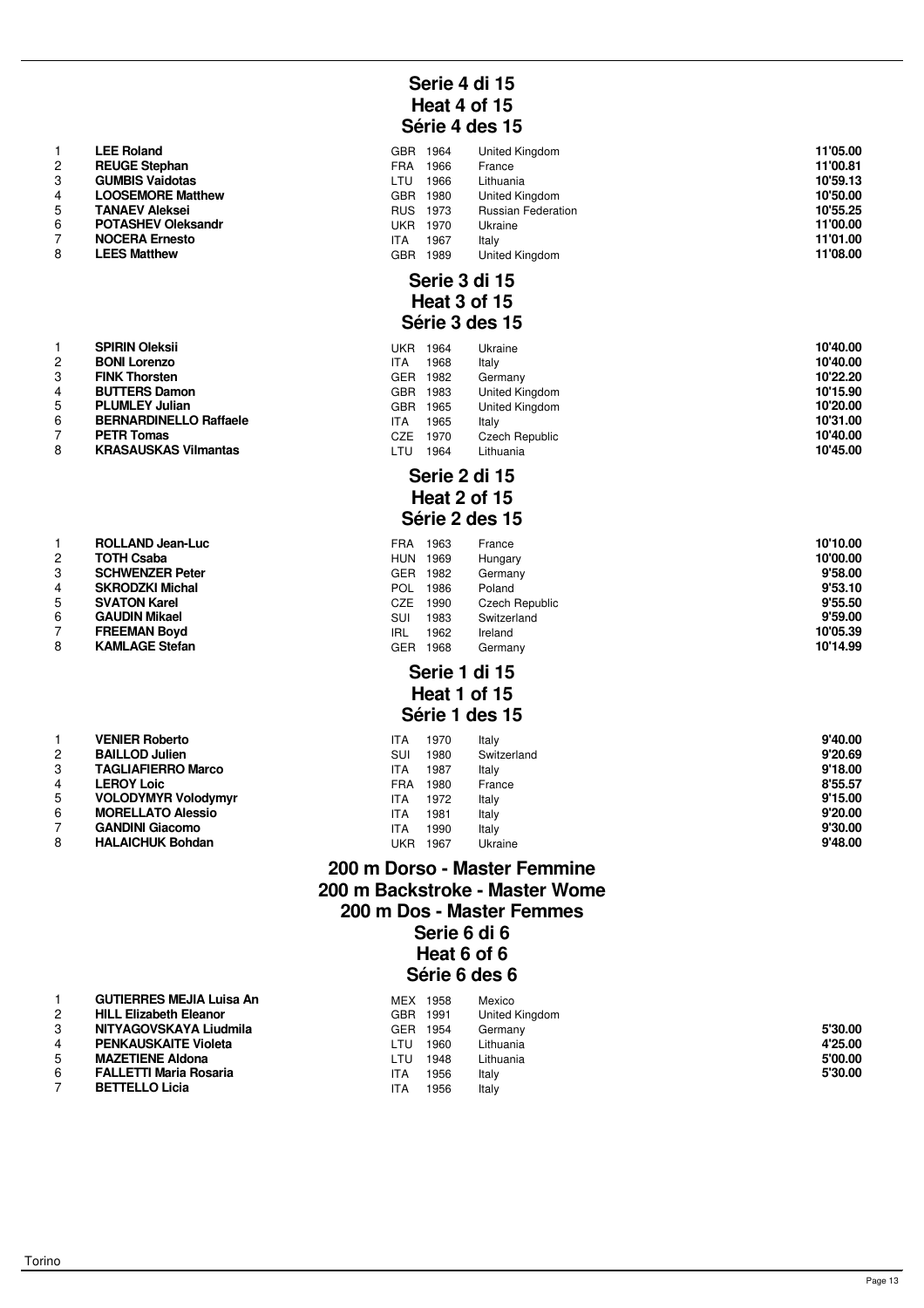## Serie 4 di 15
## Heat 4 of 15
## Série 4 des 15

| | | | | | |
|---|---|---|---|---|---|
| 1 | **LEE Roland** | GBR | 1964 | United Kingdom | **11'05.00** |
| 2 | **REUGE Stephan** | FRA | 1966 | France | **11'00.81** |
| 3 | **GUMBIS Vaidotas** | LTU | 1966 | Lithuania | **10'59.13** |
| 4 | **LOOSEMORE Matthew** | GBR | 1980 | United Kingdom | **10'50.00** |
| 5 | **TANAEV Aleksei** | RUS | 1973 | Russian Federation | **10'55.25** |
| 6 | **POTASHEV Oleksandr** | UKR | 1970 | Ukraine | **11'00.00** |
| 7 | **NOCERA Ernesto** | ITA | 1967 | Italy | **11'01.00** |
| 8 | **LEES Matthew** | GBR | 1989 | United Kingdom | **11'08.00** |

## Serie 3 di 15
## Heat 3 of 15
## Série 3 des 15

| | | | | | |
|---|---|---|---|---|---|
| 1 | **SPIRIN Oleksii** | UKR | 1964 | Ukraine | **10'40.00** |
| 2 | **BONI Lorenzo** | ITA | 1968 | Italy | **10'40.00** |
| 3 | **FINK Thorsten** | GER | 1982 | Germany | **10'22.20** |
| 4 | **BUTTERS Damon** | GBR | 1983 | United Kingdom | **10'15.90** |
| 5 | **PLUMLEY Julian** | GBR | 1965 | United Kingdom | **10'20.00** |
| 6 | **BERNARDINELLO Raffaele** | ITA | 1965 | Italy | **10'31.00** |
| 7 | **PETR Tomas** | CZE | 1970 | Czech Republic | **10'40.00** |
| 8 | **KRASAUSKAS Vilmantas** | LTU | 1964 | Lithuania | **10'45.00** |

## Serie 2 di 15
## Heat 2 of 15
## Série 2 des 15

| | | | | | |
|---|---|---|---|---|---|
| 1 | **ROLLAND Jean-Luc** | FRA | 1963 | France | **10'10.00** |
| 2 | **TOTH Csaba** | HUN | 1969 | Hungary | **10'00.00** |
| 3 | **SCHWENZER Peter** | GER | 1982 | Germany | **9'58.00** |
| 4 | **SKRODZKI Michal** | POL | 1986 | Poland | **9'53.10** |
| 5 | **SVATON Karel** | CZE | 1990 | Czech Republic | **9'55.50** |
| 6 | **GAUDIN Mikael** | SUI | 1983 | Switzerland | **9'59.00** |
| 7 | **FREEMAN Boyd** | IRL | 1962 | Ireland | **10'05.39** |
| 8 | **KAMLAGE Stefan** | GER | 1968 | Germany | **10'14.99** |

## Serie 1 di 15
## Heat 1 of 15
## Série 1 des 15

| | | | | | |
|---|---|---|---|---|---|
| 1 | **VENIER Roberto** | ITA | 1970 | Italy | **9'40.00** |
| 2 | **BAILLOD Julien** | SUI | 1980 | Switzerland | **9'20.69** |
| 3 | **TAGLIAFIERRO Marco** | ITA | 1987 | Italy | **9'18.00** |
| 4 | **LEROY Loic** | FRA | 1980 | France | **8'55.57** |
| 5 | **VOLODYMYR Volodymyr** | ITA | 1972 | Italy | **9'15.00** |
| 6 | **MORELLATO Alessio** | ITA | 1981 | Italy | **9'20.00** |
| 7 | **GANDINI Giacomo** | ITA | 1990 | Italy | **9'30.00** |
| 8 | **HALAICHUK Bohdan** | UKR | 1967 | Ukraine | **9'48.00** |

# 200 m Dorso - Master Femmine
# 200 m Backstroke - Master Wome
# 200 m Dos - Master Femmes

## Serie 6 di 6
## Heat 6 of 6
## Série 6 des 6

| | | | | | |
|---|---|---|---|---|---|
| 1 | **GUTIERRES MEJIA Luisa An** | MEX | 1958 | Mexico | |
| 2 | **HILL Elizabeth Eleanor** | GBR | 1991 | United Kingdom | |
| 3 | **NITYAGOVSKAYA Liudmila** | GER | 1954 | Germany | **5'30.00** |
| 4 | **PENKAUSKAITE Violeta** | LTU | 1960 | Lithuania | **4'25.00** |
| 5 | **MAZETIENE Aldona** | LTU | 1948 | Lithuania | **5'00.00** |
| 6 | **FALLETTI Maria Rosaria** | ITA | 1956 | Italy | **5'30.00** |
| 7 | **BETTELLO Licia** | ITA | 1956 | Italy | |

Torino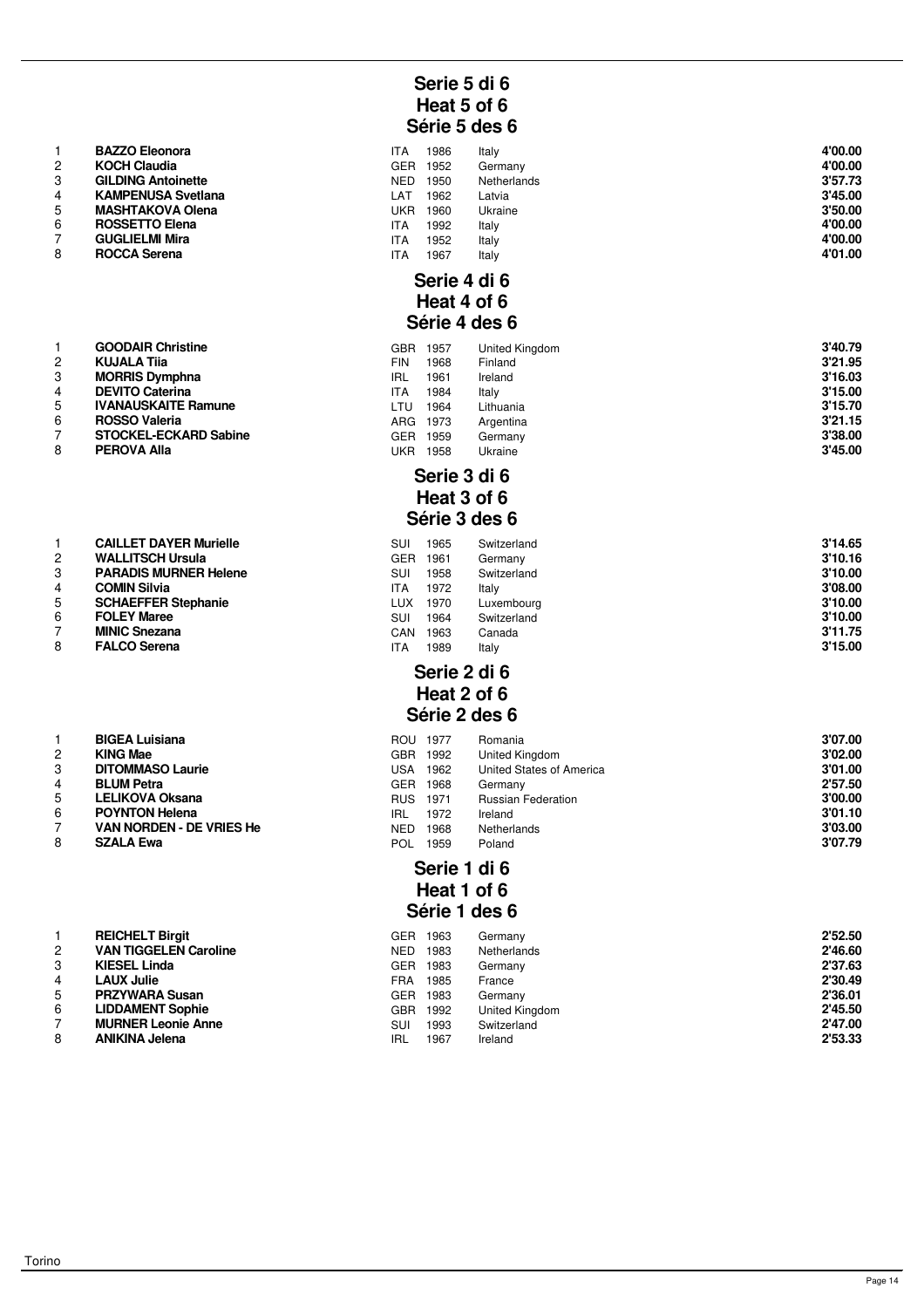## Serie 5 di 6
## Heat 5 of 6
## Série 5 des 6

| | | | | | |
|---|---|---|---|---|---|
| 1 | **BAZZO Eleonora** | ITA | 1986 | Italy | **4'00.00** |
| 2 | **KOCH Claudia** | GER | 1952 | Germany | **4'00.00** |
| 3 | **GILDING Antoinette** | NED | 1950 | Netherlands | **3'57.73** |
| 4 | **KAMPENUSA Svetlana** | LAT | 1962 | Latvia | **3'45.00** |
| 5 | **MASHTAKOVA Olena** | UKR | 1960 | Ukraine | **3'50.00** |
| 6 | **ROSSETTO Elena** | ITA | 1992 | Italy | **4'00.00** |
| 7 | **GUGLIELMI Mira** | ITA | 1952 | Italy | **4'00.00** |
| 8 | **ROCCA Serena** | ITA | 1967 | Italy | **4'01.00** |

## Serie 4 di 6
## Heat 4 of 6
## Série 4 des 6

| | | | | | |
|---|---|---|---|---|---|
| 1 | **GOODAIR Christine** | GBR | 1957 | United Kingdom | **3'40.79** |
| 2 | **KUJALA Tiia** | FIN | 1968 | Finland | **3'21.95** |
| 3 | **MORRIS Dymphna** | IRL | 1961 | Ireland | **3'16.03** |
| 4 | **DEVITO Caterina** | ITA | 1984 | Italy | **3'15.00** |
| 5 | **IVANAUSKAITE Ramune** | LTU | 1964 | Lithuania | **3'15.70** |
| 6 | **ROSSO Valeria** | ARG | 1973 | Argentina | **3'21.15** |
| 7 | **STOCKEL-ECKARD Sabine** | GER | 1959 | Germany | **3'38.00** |
| 8 | **PEROVA Alla** | UKR | 1958 | Ukraine | **3'45.00** |

## Serie 3 di 6
## Heat 3 of 6
## Série 3 des 6

| | | | | | |
|---|---|---|---|---|---|
| 1 | **CAILLET DAYER Murielle** | SUI | 1965 | Switzerland | **3'14.65** |
| 2 | **WALLITSCH Ursula** | GER | 1961 | Germany | **3'10.16** |
| 3 | **PARADIS MURNER Helene** | SUI | 1958 | Switzerland | **3'10.00** |
| 4 | **COMIN Silvia** | ITA | 1972 | Italy | **3'08.00** |
| 5 | **SCHAEFFER Stephanie** | LUX | 1970 | Luxembourg | **3'10.00** |
| 6 | **FOLEY Maree** | SUI | 1964 | Switzerland | **3'10.00** |
| 7 | **MINIC Snezana** | CAN | 1963 | Canada | **3'11.75** |
| 8 | **FALCO Serena** | ITA | 1989 | Italy | **3'15.00** |

## Serie 2 di 6
## Heat 2 of 6
## Série 2 des 6

| | | | | | |
|---|---|---|---|---|---|
| 1 | **BIGEA Luisiana** | ROU | 1977 | Romania | **3'07.00** |
| 2 | **KING Mae** | GBR | 1992 | United Kingdom | **3'02.00** |
| 3 | **DITOMMASO Laurie** | USA | 1962 | United States of America | **3'01.00** |
| 4 | **BLUM Petra** | GER | 1968 | Germany | **2'57.50** |
| 5 | **LELIKOVA Oksana** | RUS | 1971 | Russian Federation | **3'00.00** |
| 6 | **POYNTON Helena** | IRL | 1972 | Ireland | **3'01.10** |
| 7 | **VAN NORDEN - DE VRIES He** | NED | 1968 | Netherlands | **3'03.00** |
| 8 | **SZALA Ewa** | POL | 1959 | Poland | **3'07.79** |

## Serie 1 di 6
## Heat 1 of 6
## Série 1 des 6

| | | | | | |
|---|---|---|---|---|---|
| 1 | **REICHELT Birgit** | GER | 1963 | Germany | **2'52.50** |
| 2 | **VAN TIGGELEN Caroline** | NED | 1983 | Netherlands | **2'46.60** |
| 3 | **KIESEL Linda** | GER | 1983 | Germany | **2'37.63** |
| 4 | **LAUX Julie** | FRA | 1985 | France | **2'30.49** |
| 5 | **PRZYWARA Susan** | GER | 1983 | Germany | **2'36.01** |
| 6 | **LIDDAMENT Sophie** | GBR | 1992 | United Kingdom | **2'45.50** |
| 7 | **MURNER Leonie Anne** | SUI | 1993 | Switzerland | **2'47.00** |
| 8 | **ANIKINA Jelena** | IRL | 1967 | Ireland | **2'53.33** |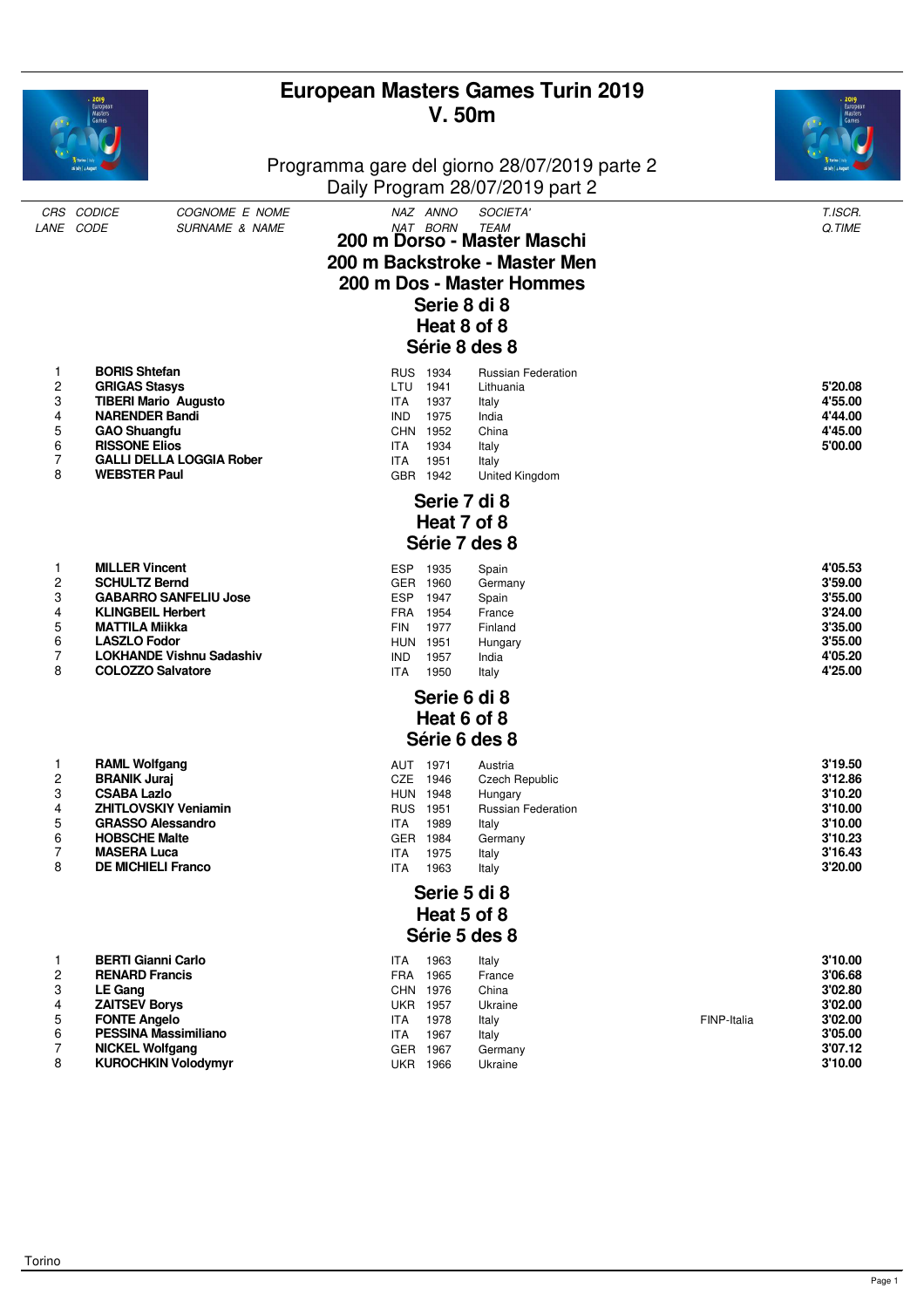# European Masters Games Turin 2019
## V. 50m

Programma gare del giorno 28/07/2019 parte 2
Daily Program 28/07/2019 part 2

## 200 m Dorso - Master Maschi
## 200 m Backstroke - Master Men
## 200 m Dos - Master Hommes

### Serie 8 di 8 / Heat 8 of 8 / Série 8 des 8

| CRS LANE | CODICE CODE | COGNOME E NOME SURNAME & NAME | NAZ NAT | ANNO BORN | SOCIETA' TEAM | | T.ISCR. Q.TIME |
|---|---|---|---|---|---|---|---|
| 1 | | **BORIS Shtefan** | RUS | 1934 | Russian Federation | | |
| 2 | | **GRIGAS Stasys** | LTU | 1941 | Lithuania | | **5'20.08** |
| 3 | | **TIBERI Mario Augusto** | ITA | 1937 | Italy | | **4'55.00** |
| 4 | | **NARENDER Bandi** | IND | 1975 | India | | **4'44.00** |
| 5 | | **GAO Shuangfu** | CHN | 1952 | China | | **4'45.00** |
| 6 | | **RISSONE Elios** | ITA | 1934 | Italy | | **5'00.00** |
| 7 | | **GALLI DELLA LOGGIA Rober** | ITA | 1951 | Italy | | |
| 8 | | **WEBSTER Paul** | GBR | 1942 | United Kingdom | | |

### Serie 7 di 8 / Heat 7 of 8 / Série 7 des 8

| CRS LANE | CODICE CODE | COGNOME E NOME SURNAME & NAME | NAZ NAT | ANNO BORN | SOCIETA' TEAM | | T.ISCR. Q.TIME |
|---|---|---|---|---|---|---|---|
| 1 | | **MILLER Vincent** | ESP | 1935 | Spain | | **4'05.53** |
| 2 | | **SCHULTZ Bernd** | GER | 1960 | Germany | | **3'59.00** |
| 3 | | **GABARRO SANFELIU Jose** | ESP | 1947 | Spain | | **3'55.00** |
| 4 | | **KLINGBEIL Herbert** | FRA | 1954 | France | | **3'24.00** |
| 5 | | **MATTILA Miikka** | FIN | 1977 | Finland | | **3'35.00** |
| 6 | | **LASZLO Fodor** | HUN | 1951 | Hungary | | **3'55.00** |
| 7 | | **LOKHANDE Vishnu Sadashiv** | IND | 1957 | India | | **4'05.20** |
| 8 | | **COLOZZO Salvatore** | ITA | 1950 | Italy | | **4'25.00** |

### Serie 6 di 8 / Heat 6 of 8 / Série 6 des 8

| CRS LANE | CODICE CODE | COGNOME E NOME SURNAME & NAME | NAZ NAT | ANNO BORN | SOCIETA' TEAM | | T.ISCR. Q.TIME |
|---|---|---|---|---|---|---|---|
| 1 | | **RAML Wolfgang** | AUT | 1971 | Austria | | **3'19.50** |
| 2 | | **BRANIK Juraj** | CZE | 1946 | Czech Republic | | **3'12.86** |
| 3 | | **CSABA Lazlo** | HUN | 1948 | Hungary | | **3'10.20** |
| 4 | | **ZHITLOVSKIY Veniamin** | RUS | 1951 | Russian Federation | | **3'10.00** |
| 5 | | **GRASSO Alessandro** | ITA | 1989 | Italy | | **3'10.00** |
| 6 | | **HOBSCHE Malte** | GER | 1984 | Germany | | **3'10.23** |
| 7 | | **MASERA Luca** | ITA | 1975 | Italy | | **3'16.43** |
| 8 | | **DE MICHIELI Franco** | ITA | 1963 | Italy | | **3'20.00** |

### Serie 5 di 8 / Heat 5 of 8 / Série 5 des 8

| CRS LANE | CODICE CODE | COGNOME E NOME SURNAME & NAME | NAZ NAT | ANNO BORN | SOCIETA' TEAM | | T.ISCR. Q.TIME |
|---|---|---|---|---|---|---|---|
| 1 | | **BERTI Gianni Carlo** | ITA | 1963 | Italy | | **3'10.00** |
| 2 | | **RENARD Francis** | FRA | 1965 | France | | **3'06.68** |
| 3 | | **LE Gang** | CHN | 1976 | China | | **3'02.80** |
| 4 | | **ZAITSEV Borys** | UKR | 1957 | Ukraine | | **3'02.00** |
| 5 | | **FONTE Angelo** | ITA | 1978 | Italy | FINP-Italia | **3'02.00** |
| 6 | | **PESSINA Massimiliano** | ITA | 1967 | Italy | | **3'05.00** |
| 7 | | **NICKEL Wolfgang** | GER | 1967 | Germany | | **3'07.12** |
| 8 | | **KUROCHKIN Volodymyr** | UKR | 1966 | Ukraine | | **3'10.00** |

Torino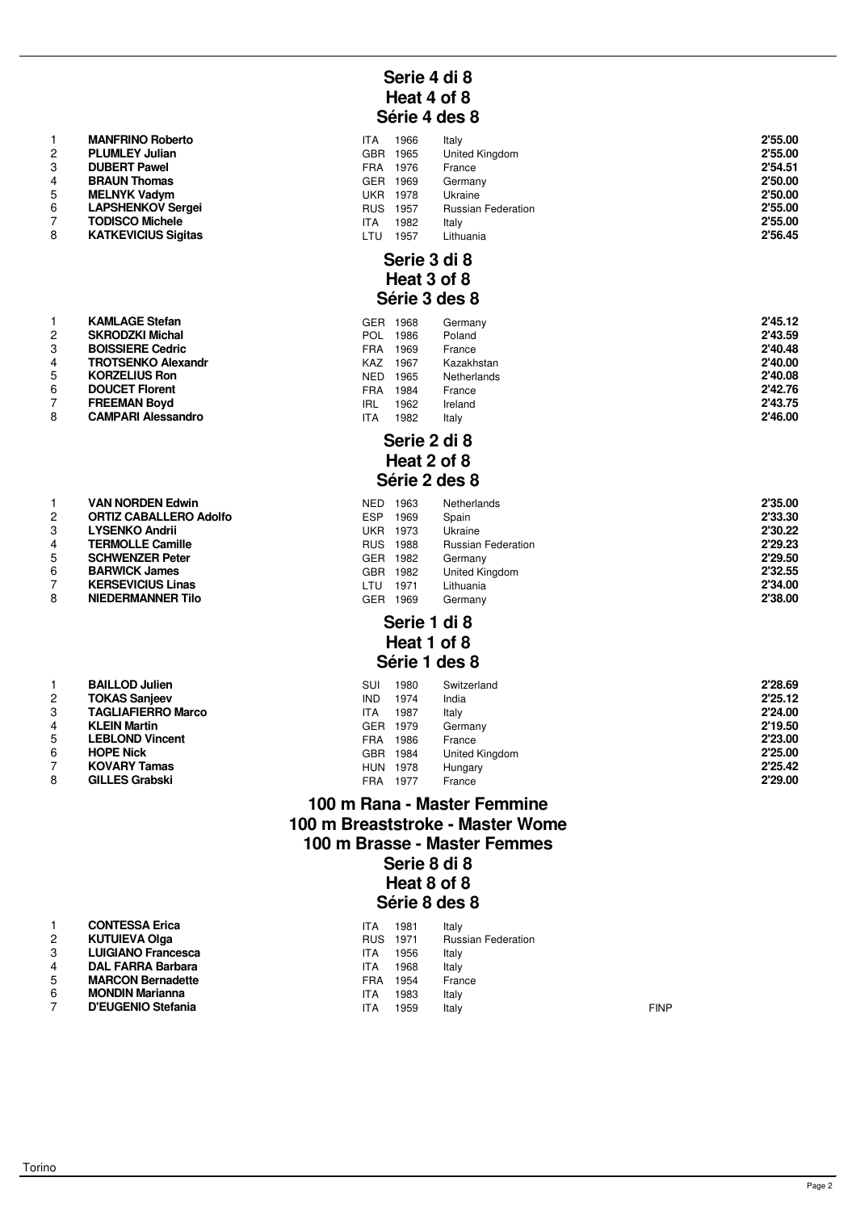## Serie 4 di 8
## Heat 4 of 8
## Série 4 des 8

| | | | | | |
|---|---|---|---|---|---|
| 1 | **MANFRINO Roberto** | ITA 1966 | Italy | | **2'55.00** |
| 2 | **PLUMLEY Julian** | GBR 1965 | United Kingdom | | **2'55.00** |
| 3 | **DUBERT Pawel** | FRA 1976 | France | | **2'54.51** |
| 4 | **BRAUN Thomas** | GER 1969 | Germany | | **2'50.00** |
| 5 | **MELNYK Vadym** | UKR 1978 | Ukraine | | **2'50.00** |
| 6 | **LAPSHENKOV Sergei** | RUS 1957 | Russian Federation | | **2'55.00** |
| 7 | **TODISCO Michele** | ITA 1982 | Italy | | **2'55.00** |
| 8 | **KATKEVICIUS Sigitas** | LTU 1957 | Lithuania | | **2'56.45** |

## Serie 3 di 8
## Heat 3 of 8
## Série 3 des 8

| | | | | | |
|---|---|---|---|---|---|
| 1 | **KAMLAGE Stefan** | GER 1968 | Germany | | **2'45.12** |
| 2 | **SKRODZKI Michal** | POL 1986 | Poland | | **2'43.59** |
| 3 | **BOISSIERE Cedric** | FRA 1969 | France | | **2'40.48** |
| 4 | **TROTSENKO Alexandr** | KAZ 1967 | Kazakhstan | | **2'40.00** |
| 5 | **KORZELIUS Ron** | NED 1965 | Netherlands | | **2'40.08** |
| 6 | **DOUCET Florent** | FRA 1984 | France | | **2'42.76** |
| 7 | **FREEMAN Boyd** | IRL 1962 | Ireland | | **2'43.75** |
| 8 | **CAMPARI Alessandro** | ITA 1982 | Italy | | **2'46.00** |

## Serie 2 di 8
## Heat 2 of 8
## Série 2 des 8

| | | | | | |
|---|---|---|---|---|---|
| 1 | **VAN NORDEN Edwin** | NED 1963 | Netherlands | | **2'35.00** |
| 2 | **ORTIZ CABALLERO Adolfo** | ESP 1969 | Spain | | **2'33.30** |
| 3 | **LYSENKO Andrii** | UKR 1973 | Ukraine | | **2'30.22** |
| 4 | **TERMOLLE Camille** | RUS 1988 | Russian Federation | | **2'29.23** |
| 5 | **SCHWENZER Peter** | GER 1982 | Germany | | **2'29.50** |
| 6 | **BARWICK James** | GBR 1982 | United Kingdom | | **2'32.55** |
| 7 | **KERSEVICIUS Linas** | LTU 1971 | Lithuania | | **2'34.00** |
| 8 | **NIEDERMANNER Tilo** | GER 1969 | Germany | | **2'38.00** |

## Serie 1 di 8
## Heat 1 of 8
## Série 1 des 8

| | | | | | |
|---|---|---|---|---|---|
| 1 | **BAILLOD Julien** | SUI 1980 | Switzerland | | **2'28.69** |
| 2 | **TOKAS Sanjeev** | IND 1974 | India | | **2'25.12** |
| 3 | **TAGLIAFIERRO Marco** | ITA 1987 | Italy | | **2'24.00** |
| 4 | **KLEIN Martin** | GER 1979 | Germany | | **2'19.50** |
| 5 | **LEBLOND Vincent** | FRA 1986 | France | | **2'23.00** |
| 6 | **HOPE Nick** | GBR 1984 | United Kingdom | | **2'25.00** |
| 7 | **KOVARY Tamas** | HUN 1978 | Hungary | | **2'25.42** |
| 8 | **GILLES Grabski** | FRA 1977 | France | | **2'29.00** |

# 100 m Rana - Master Femmine
# 100 m Breaststroke - Master Wome
# 100 m Brasse - Master Femmes

## Serie 8 di 8
## Heat 8 of 8
## Série 8 des 8

| | | | | | |
|---|---|---|---|---|---|
| 1 | **CONTESSA Erica** | ITA 1981 | Italy | | |
| 2 | **KUTUIEVA Olga** | RUS 1971 | Russian Federation | | |
| 3 | **LUIGIANO Francesca** | ITA 1956 | Italy | | |
| 4 | **DAL FARRA Barbara** | ITA 1968 | Italy | | |
| 5 | **MARCON Bernadette** | FRA 1954 | France | | |
| 6 | **MONDIN Marianna** | ITA 1983 | Italy | | |
| 7 | **D'EUGENIO Stefania** | ITA 1959 | Italy | FINP | |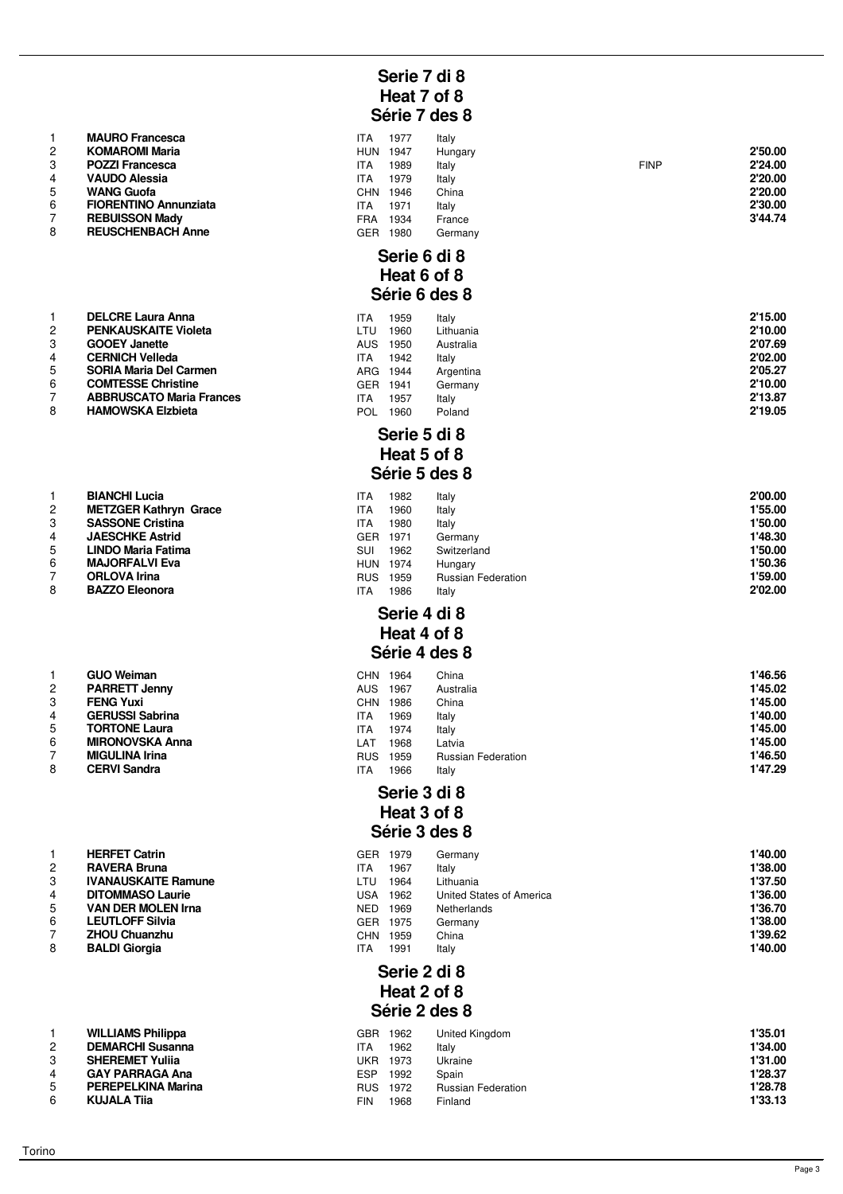## Serie 7 di 8
## Heat 7 of 8
## Série 7 des 8

| | | | | | | |
|---|---|---|---|---|---|---|
| 1 | **MAURO Francesca** | ITA | 1977 | Italy | | |
| 2 | **KOMAROMI Maria** | HUN | 1947 | Hungary | | **2'50.00** |
| 3 | **POZZI Francesca** | ITA | 1989 | Italy | FINP | **2'24.00** |
| 4 | **VAUDO Alessia** | ITA | 1979 | Italy | | **2'20.00** |
| 5 | **WANG Guofa** | CHN | 1946 | China | | **2'20.00** |
| 6 | **FIORENTINO Annunziata** | ITA | 1971 | Italy | | **2'30.00** |
| 7 | **REBUISSON Mady** | FRA | 1934 | France | | **3'44.74** |
| 8 | **REUSCHENBACH Anne** | GER | 1980 | Germany | | |

## Serie 6 di 8
## Heat 6 of 8
## Série 6 des 8

| | | | | | |
|---|---|---|---|---|---|
| 1 | **DELCRE Laura Anna** | ITA | 1959 | Italy | **2'15.00** |
| 2 | **PENKAUSKAITE Violeta** | LTU | 1960 | Lithuania | **2'10.00** |
| 3 | **GOOEY Janette** | AUS | 1950 | Australia | **2'07.69** |
| 4 | **CERNICH Velleda** | ITA | 1942 | Italy | **2'02.00** |
| 5 | **SORIA Maria Del Carmen** | ARG | 1944 | Argentina | **2'05.27** |
| 6 | **COMTESSE Christine** | GER | 1941 | Germany | **2'10.00** |
| 7 | **ABBRUSCATO Maria Frances** | ITA | 1957 | Italy | **2'13.87** |
| 8 | **HAMOWSKA Elzbieta** | POL | 1960 | Poland | **2'19.05** |

## Serie 5 di 8
## Heat 5 of 8
## Série 5 des 8

| | | | | | |
|---|---|---|---|---|---|
| 1 | **BIANCHI Lucia** | ITA | 1982 | Italy | **2'00.00** |
| 2 | **METZGER Kathryn Grace** | ITA | 1960 | Italy | **1'55.00** |
| 3 | **SASSONE Cristina** | ITA | 1980 | Italy | **1'50.00** |
| 4 | **JAESCHKE Astrid** | GER | 1971 | Germany | **1'48.30** |
| 5 | **LINDO Maria Fatima** | SUI | 1962 | Switzerland | **1'50.00** |
| 6 | **MAJORFALVI Eva** | HUN | 1974 | Hungary | **1'50.36** |
| 7 | **ORLOVA Irina** | RUS | 1959 | Russian Federation | **1'59.00** |
| 8 | **BAZZO Eleonora** | ITA | 1986 | Italy | **2'02.00** |

## Serie 4 di 8
## Heat 4 of 8
## Série 4 des 8

| | | | | | |
|---|---|---|---|---|---|
| 1 | **GUO Weiman** | CHN | 1964 | China | **1'46.56** |
| 2 | **PARRETT Jenny** | AUS | 1967 | Australia | **1'45.02** |
| 3 | **FENG Yuxi** | CHN | 1986 | China | **1'45.00** |
| 4 | **GERUSSI Sabrina** | ITA | 1969 | Italy | **1'40.00** |
| 5 | **TORTONE Laura** | ITA | 1974 | Italy | **1'45.00** |
| 6 | **MIRONOVSKA Anna** | LAT | 1968 | Latvia | **1'45.00** |
| 7 | **MIGULINA Irina** | RUS | 1959 | Russian Federation | **1'46.50** |
| 8 | **CERVI Sandra** | ITA | 1966 | Italy | **1'47.29** |

## Serie 3 di 8
## Heat 3 of 8
## Série 3 des 8

| | | | | | |
|---|---|---|---|---|---|
| 1 | **HERFET Catrin** | GER | 1979 | Germany | **1'40.00** |
| 2 | **RAVERA Bruna** | ITA | 1967 | Italy | **1'38.00** |
| 3 | **IVANAUSKAITE Ramune** | LTU | 1964 | Lithuania | **1'37.50** |
| 4 | **DITOMMASO Laurie** | USA | 1962 | United States of America | **1'36.00** |
| 5 | **VAN DER MOLEN Irna** | NED | 1969 | Netherlands | **1'36.70** |
| 6 | **LEUTLOFF Silvia** | GER | 1975 | Germany | **1'38.00** |
| 7 | **ZHOU Chuanzhu** | CHN | 1959 | China | **1'39.62** |
| 8 | **BALDI Giorgia** | ITA | 1991 | Italy | **1'40.00** |

## Serie 2 di 8
## Heat 2 of 8
## Série 2 des 8

| | | | | | |
|---|---|---|---|---|---|
| 1 | **WILLIAMS Philippa** | GBR | 1962 | United Kingdom | **1'35.01** |
| 2 | **DEMARCHI Susanna** | ITA | 1962 | Italy | **1'34.00** |
| 3 | **SHEREMET Yuliia** | UKR | 1973 | Ukraine | **1'31.00** |
| 4 | **GAY PARRAGA Ana** | ESP | 1992 | Spain | **1'28.37** |
| 5 | **PEREPELKINA Marina** | RUS | 1972 | Russian Federation | **1'28.78** |
| 6 | **KUJALA Tiia** | FIN | 1968 | Finland | **1'33.13** |

Torino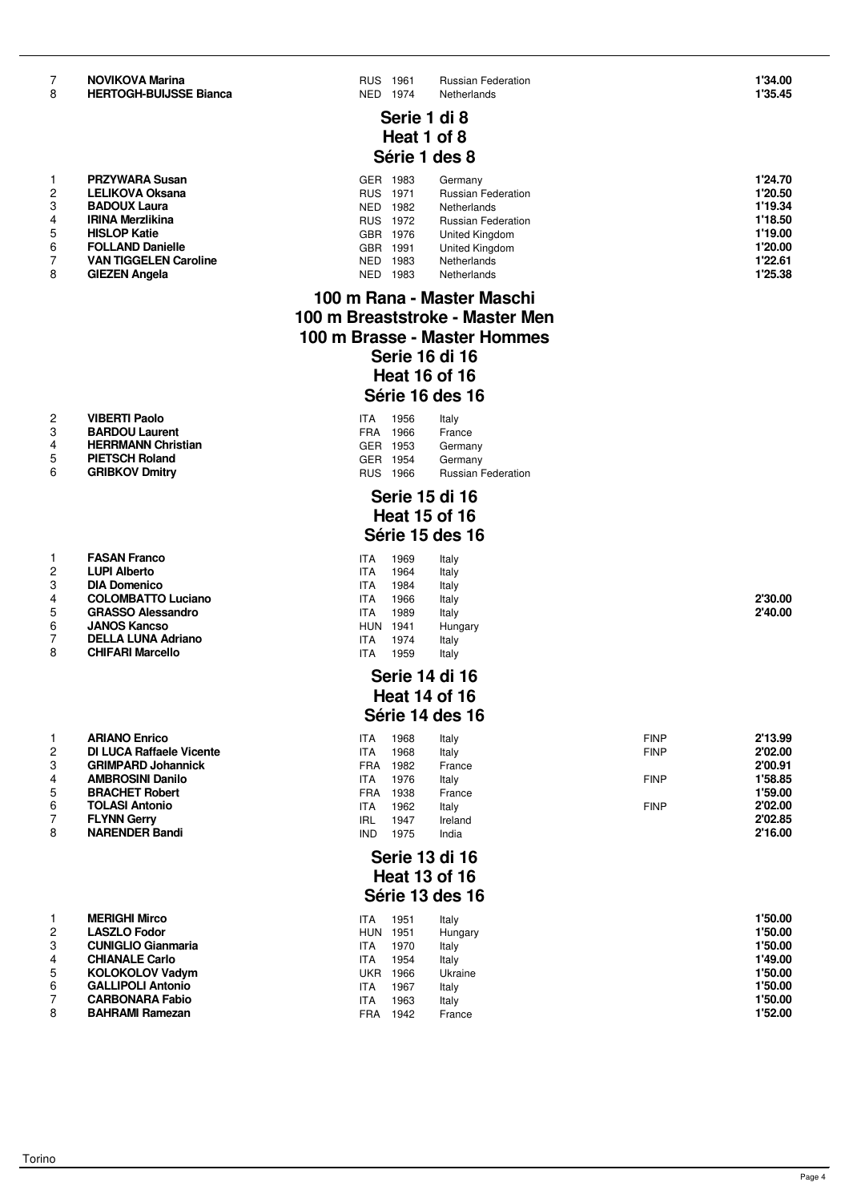| | | | | | | |
|---|---|---|---|---|---|---|
| 7 | **NOVIKOVA Marina** | RUS | 1961 | Russian Federation | | **1'34.00** |
| 8 | **HERTOGH-BUIJSSE Bianca** | NED | 1974 | Netherlands | | **1'35.45** |

### Serie 1 di 8
### Heat 1 of 8
### Série 1 des 8

| | | | | | | |
|---|---|---|---|---|---|---|
| 1 | **PRZYWARA Susan** | GER | 1983 | Germany | | **1'24.70** |
| 2 | **LELIKOVA Oksana** | RUS | 1971 | Russian Federation | | **1'20.50** |
| 3 | **BADOUX Laura** | NED | 1982 | Netherlands | | **1'19.34** |
| 4 | **IRINA Merzlikina** | RUS | 1972 | Russian Federation | | **1'18.50** |
| 5 | **HISLOP Katie** | GBR | 1976 | United Kingdom | | **1'19.00** |
| 6 | **FOLLAND Danielle** | GBR | 1991 | United Kingdom | | **1'20.00** |
| 7 | **VAN TIGGELEN Caroline** | NED | 1983 | Netherlands | | **1'22.61** |
| 8 | **GIEZEN Angela** | NED | 1983 | Netherlands | | **1'25.38** |

## 100 m Rana - Master Maschi
## 100 m Breaststroke - Master Men
## 100 m Brasse - Master Hommes

### Serie 16 di 16
### Heat 16 of 16
### Série 16 des 16

| | | | | | | |
|---|---|---|---|---|---|---|
| 2 | **VIBERTI Paolo** | ITA | 1956 | Italy | | |
| 3 | **BARDOU Laurent** | FRA | 1966 | France | | |
| 4 | **HERRMANN Christian** | GER | 1953 | Germany | | |
| 5 | **PIETSCH Roland** | GER | 1954 | Germany | | |
| 6 | **GRIBKOV Dmitry** | RUS | 1966 | Russian Federation | | |

### Serie 15 di 16
### Heat 15 of 16
### Série 15 des 16

| | | | | | | |
|---|---|---|---|---|---|---|
| 1 | **FASAN Franco** | ITA | 1969 | Italy | | |
| 2 | **LUPI Alberto** | ITA | 1964 | Italy | | |
| 3 | **DIA Domenico** | ITA | 1984 | Italy | | |
| 4 | **COLOMBATTO Luciano** | ITA | 1966 | Italy | | **2'30.00** |
| 5 | **GRASSO Alessandro** | ITA | 1989 | Italy | | **2'40.00** |
| 6 | **JANOS Kancso** | HUN | 1941 | Hungary | | |
| 7 | **DELLA LUNA Adriano** | ITA | 1974 | Italy | | |
| 8 | **CHIFARI Marcello** | ITA | 1959 | Italy | | |

### Serie 14 di 16
### Heat 14 of 16
### Série 14 des 16

| | | | | | | |
|---|---|---|---|---|---|---|
| 1 | **ARIANO Enrico** | ITA | 1968 | Italy | FINP | **2'13.99** |
| 2 | **DI LUCA Raffaele Vicente** | ITA | 1968 | Italy | FINP | **2'02.00** |
| 3 | **GRIMPARD Johannick** | FRA | 1982 | France | | **2'00.91** |
| 4 | **AMBROSINI Danilo** | ITA | 1976 | Italy | FINP | **1'58.85** |
| 5 | **BRACHET Robert** | FRA | 1938 | France | | **1'59.00** |
| 6 | **TOLASI Antonio** | ITA | 1962 | Italy | FINP | **2'02.00** |
| 7 | **FLYNN Gerry** | IRL | 1947 | Ireland | | **2'02.85** |
| 8 | **NARENDER Bandi** | IND | 1975 | India | | **2'16.00** |

### Serie 13 di 16
### Heat 13 of 16
### Série 13 des 16

| | | | | | | |
|---|---|---|---|---|---|---|
| 1 | **MERIGHI Mirco** | ITA | 1951 | Italy | | **1'50.00** |
| 2 | **LASZLO Fodor** | HUN | 1951 | Hungary | | **1'50.00** |
| 3 | **CUNIGLIO Gianmaria** | ITA | 1970 | Italy | | **1'50.00** |
| 4 | **CHIANALE Carlo** | ITA | 1954 | Italy | | **1'49.00** |
| 5 | **KOLOKOLOV Vadym** | UKR | 1966 | Ukraine | | **1'50.00** |
| 6 | **GALLIPOLI Antonio** | ITA | 1967 | Italy | | **1'50.00** |
| 7 | **CARBONARA Fabio** | ITA | 1963 | Italy | | **1'50.00** |
| 8 | **BAHRAMI Ramezan** | FRA | 1942 | France | | **1'52.00** |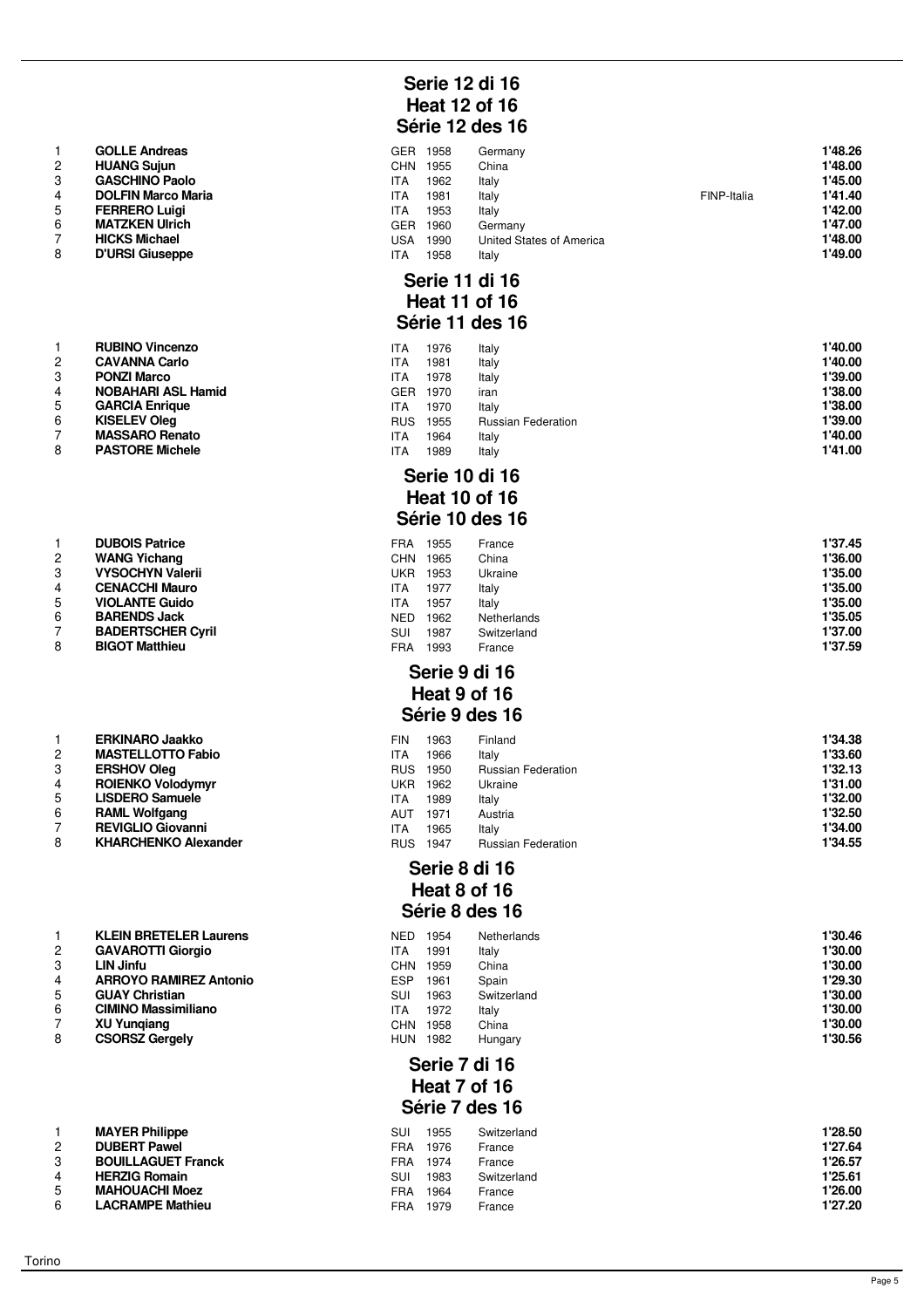## Serie 12 di 16
## Heat 12 of 16
## Série 12 des 16

| | | | | | | |
|---|---|---|---|---|---|---|
| 1 | **GOLLE Andreas** | GER | 1958 | Germany | | **1'48.26** |
| 2 | **HUANG Sujun** | CHN | 1955 | China | | **1'48.00** |
| 3 | **GASCHINO Paolo** | ITA | 1962 | Italy | | **1'45.00** |
| 4 | **DOLFIN Marco Maria** | ITA | 1981 | Italy | FINP-Italia | **1'41.40** |
| 5 | **FERRERO Luigi** | ITA | 1953 | Italy | | **1'42.00** |
| 6 | **MATZKEN Ulrich** | GER | 1960 | Germany | | **1'47.00** |
| 7 | **HICKS Michael** | USA | 1990 | United States of America | | **1'48.00** |
| 8 | **D'URSI Giuseppe** | ITA | 1958 | Italy | | **1'49.00** |

## Serie 11 di 16
## Heat 11 of 16
## Série 11 des 16

| | | | | | |
|---|---|---|---|---|---|
| 1 | **RUBINO Vincenzo** | ITA | 1976 | Italy | **1'40.00** |
| 2 | **CAVANNA Carlo** | ITA | 1981 | Italy | **1'40.00** |
| 3 | **PONZI Marco** | ITA | 1978 | Italy | **1'39.00** |
| 4 | **NOBAHARI ASL Hamid** | GER | 1970 | iran | **1'38.00** |
| 5 | **GARCIA Enrique** | ITA | 1970 | Italy | **1'38.00** |
| 6 | **KISELEV Oleg** | RUS | 1955 | Russian Federation | **1'39.00** |
| 7 | **MASSARO Renato** | ITA | 1964 | Italy | **1'40.00** |
| 8 | **PASTORE Michele** | ITA | 1989 | Italy | **1'41.00** |

## Serie 10 di 16
## Heat 10 of 16
## Série 10 des 16

| | | | | | |
|---|---|---|---|---|---|
| 1 | **DUBOIS Patrice** | FRA | 1955 | France | **1'37.45** |
| 2 | **WANG Yichang** | CHN | 1965 | China | **1'36.00** |
| 3 | **VYSOCHYN Valerii** | UKR | 1953 | Ukraine | **1'35.00** |
| 4 | **CENACCHI Mauro** | ITA | 1977 | Italy | **1'35.00** |
| 5 | **VIOLANTE Guido** | ITA | 1957 | Italy | **1'35.00** |
| 6 | **BARENDS Jack** | NED | 1962 | Netherlands | **1'35.05** |
| 7 | **BADERTSCHER Cyril** | SUI | 1987 | Switzerland | **1'37.00** |
| 8 | **BIGOT Matthieu** | FRA | 1993 | France | **1'37.59** |

## Serie 9 di 16
## Heat 9 of 16
## Série 9 des 16

| | | | | | |
|---|---|---|---|---|---|
| 1 | **ERKINARO Jaakko** | FIN | 1963 | Finland | **1'34.38** |
| 2 | **MASTELLOTTO Fabio** | ITA | 1966 | Italy | **1'33.60** |
| 3 | **ERSHOV Oleg** | RUS | 1950 | Russian Federation | **1'32.13** |
| 4 | **ROIENKO Volodymyr** | UKR | 1962 | Ukraine | **1'31.00** |
| 5 | **LISDERO Samuele** | ITA | 1989 | Italy | **1'32.00** |
| 6 | **RAML Wolfgang** | AUT | 1971 | Austria | **1'32.50** |
| 7 | **REVIGLIO Giovanni** | ITA | 1965 | Italy | **1'34.00** |
| 8 | **KHARCHENKO Alexander** | RUS | 1947 | Russian Federation | **1'34.55** |

## Serie 8 di 16
## Heat 8 of 16
## Série 8 des 16

| | | | | | |
|---|---|---|---|---|---|
| 1 | **KLEIN BRETELER Laurens** | NED | 1954 | Netherlands | **1'30.46** |
| 2 | **GAVAROTTI Giorgio** | ITA | 1991 | Italy | **1'30.00** |
| 3 | **LIN Jinfu** | CHN | 1959 | China | **1'30.00** |
| 4 | **ARROYO RAMIREZ Antonio** | ESP | 1961 | Spain | **1'29.30** |
| 5 | **GUAY Christian** | SUI | 1963 | Switzerland | **1'30.00** |
| 6 | **CIMINO Massimiliano** | ITA | 1972 | Italy | **1'30.00** |
| 7 | **XU Yunqiang** | CHN | 1958 | China | **1'30.00** |
| 8 | **CSORSZ Gergely** | HUN | 1982 | Hungary | **1'30.56** |

## Serie 7 di 16
## Heat 7 of 16
## Série 7 des 16

| | | | | | |
|---|---|---|---|---|---|
| 1 | **MAYER Philippe** | SUI | 1955 | Switzerland | **1'28.50** |
| 2 | **DUBERT Pawel** | FRA | 1976 | France | **1'27.64** |
| 3 | **BOUILLAGUET Franck** | FRA | 1974 | France | **1'26.57** |
| 4 | **HERZIG Romain** | SUI | 1983 | Switzerland | **1'25.61** |
| 5 | **MAHOUACHI Moez** | FRA | 1964 | France | **1'26.00** |
| 6 | **LACRAMPE Mathieu** | FRA | 1979 | France | **1'27.20** |

Torino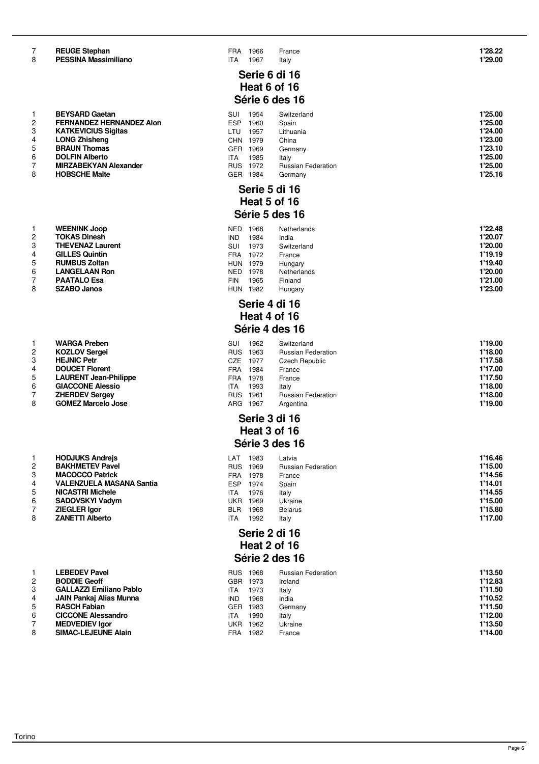| | | | | | |
|---|---|---|---|---|---|
| 7 | **REUGE Stephan** | FRA | 1966 | France | **1'28.22** |
| 8 | **PESSINA Massimiliano** | ITA | 1967 | Italy | **1'29.00** |

## Serie 6 di 16
## Heat 6 of 16
## Série 6 des 16

| | | | | | |
|---|---|---|---|---|---|
| 1 | **BEYSARD Gaetan** | SUI | 1954 | Switzerland | **1'25.00** |
| 2 | **FERNANDEZ HERNANDEZ Alon** | ESP | 1960 | Spain | **1'25.00** |
| 3 | **KATKEVICIUS Sigitas** | LTU | 1957 | Lithuania | **1'24.00** |
| 4 | **LONG Zhisheng** | CHN | 1979 | China | **1'23.00** |
| 5 | **BRAUN Thomas** | GER | 1969 | Germany | **1'23.10** |
| 6 | **DOLFIN Alberto** | ITA | 1985 | Italy | **1'25.00** |
| 7 | **MIRZABEKYAN Alexander** | RUS | 1972 | Russian Federation | **1'25.00** |
| 8 | **HOBSCHE Malte** | GER | 1984 | Germany | **1'25.16** |

## Serie 5 di 16
## Heat 5 of 16
## Série 5 des 16

| | | | | | |
|---|---|---|---|---|---|
| 1 | **WEENINK Joop** | NED | 1968 | Netherlands | **1'22.48** |
| 2 | **TOKAS Dinesh** | IND | 1984 | India | **1'20.07** |
| 3 | **THEVENAZ Laurent** | SUI | 1973 | Switzerland | **1'20.00** |
| 4 | **GILLES Quintin** | FRA | 1972 | France | **1'19.19** |
| 5 | **RUMBUS Zoltan** | HUN | 1979 | Hungary | **1'19.40** |
| 6 | **LANGELAAN Ron** | NED | 1978 | Netherlands | **1'20.00** |
| 7 | **PAATALO Esa** | FIN | 1965 | Finland | **1'21.00** |
| 8 | **SZABO Janos** | HUN | 1982 | Hungary | **1'23.00** |

## Serie 4 di 16
## Heat 4 of 16
## Série 4 des 16

| | | | | | |
|---|---|---|---|---|---|
| 1 | **WARGA Preben** | SUI | 1962 | Switzerland | **1'19.00** |
| 2 | **KOZLOV Sergei** | RUS | 1963 | Russian Federation | **1'18.00** |
| 3 | **HEJNIC Petr** | CZE | 1977 | Czech Republic | **1'17.58** |
| 4 | **DOUCET Florent** | FRA | 1984 | France | **1'17.00** |
| 5 | **LAURENT Jean-Philippe** | FRA | 1978 | France | **1'17.50** |
| 6 | **GIACCONE Alessio** | ITA | 1993 | Italy | **1'18.00** |
| 7 | **ZHERDEV Sergey** | RUS | 1961 | Russian Federation | **1'18.00** |
| 8 | **GOMEZ Marcelo Jose** | ARG | 1967 | Argentina | **1'19.00** |

## Serie 3 di 16
## Heat 3 of 16
## Série 3 des 16

| | | | | | |
|---|---|---|---|---|---|
| 1 | **HODJUKS Andrejs** | LAT | 1983 | Latvia | **1'16.46** |
| 2 | **BAKHMETEV Pavel** | RUS | 1969 | Russian Federation | **1'15.00** |
| 3 | **MACOCCO Patrick** | FRA | 1978 | France | **1'14.56** |
| 4 | **VALENZUELA MASANA Santia** | ESP | 1974 | Spain | **1'14.01** |
| 5 | **NICASTRI Michele** | ITA | 1976 | Italy | **1'14.55** |
| 6 | **SADOVSKYI Vadym** | UKR | 1969 | Ukraine | **1'15.00** |
| 7 | **ZIEGLER Igor** | BLR | 1968 | Belarus | **1'15.80** |
| 8 | **ZANETTI Alberto** | ITA | 1992 | Italy | **1'17.00** |

## Serie 2 di 16
## Heat 2 of 16
## Série 2 des 16

| | | | | | |
|---|---|---|---|---|---|
| 1 | **LEBEDEV Pavel** | RUS | 1968 | Russian Federation | **1'13.50** |
| 2 | **BODDIE Geoff** | GBR | 1973 | Ireland | **1'12.83** |
| 3 | **GALLAZZI Emiliano Pablo** | ITA | 1973 | Italy | **1'11.50** |
| 4 | **JAIN Pankaj Alias Munna** | IND | 1968 | India | **1'10.52** |
| 5 | **RASCH Fabian** | GER | 1983 | Germany | **1'11.50** |
| 6 | **CICCONE Alessandro** | ITA | 1990 | Italy | **1'12.00** |
| 7 | **MEDVEDIEV Igor** | UKR | 1962 | Ukraine | **1'13.50** |
| 8 | **SIMAC-LEJEUNE Alain** | FRA | 1982 | France | **1'14.00** |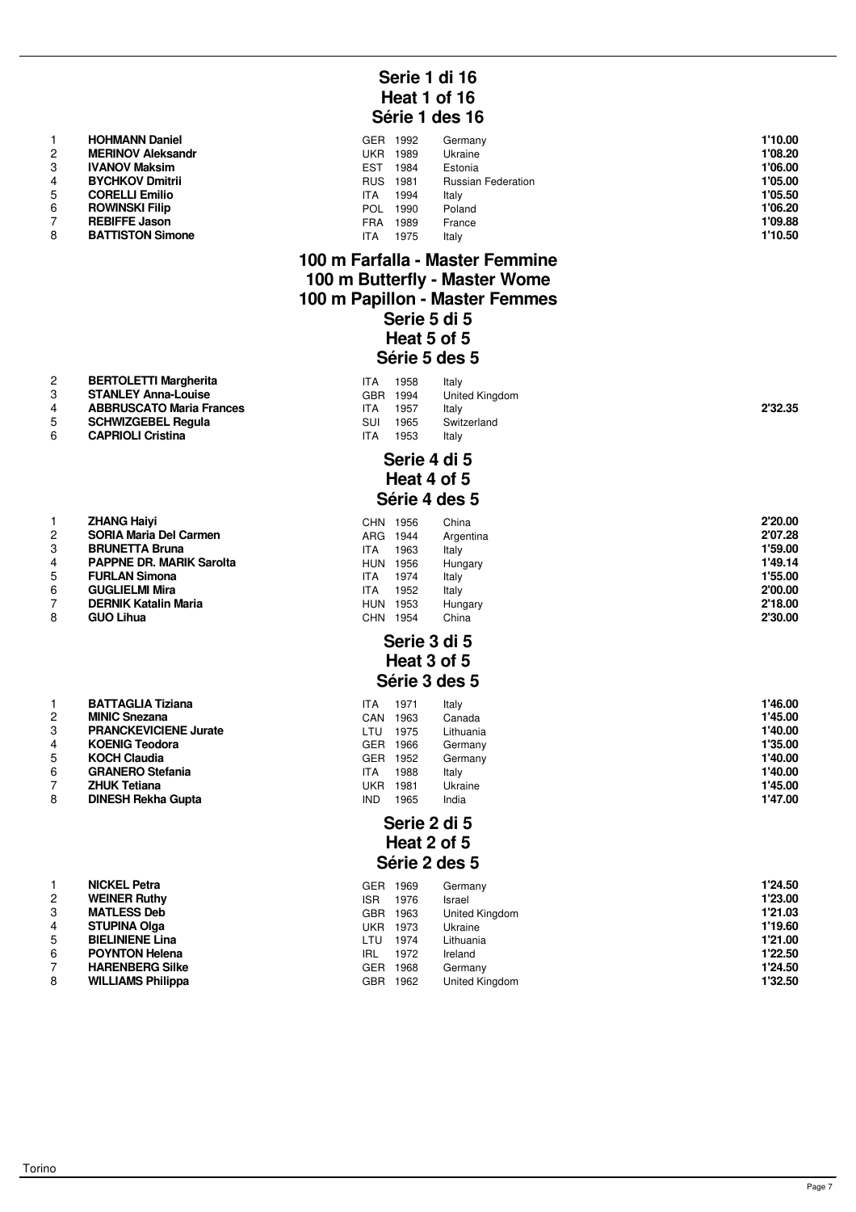## Serie 1 di 16
## Heat 1 of 16
## Série 1 des 16

| | | | | | |
|---|---|---|---|---|---|
| 1 | **HOHMANN Daniel** | GER | 1992 | Germany | **1'10.00** |
| 2 | **MERINOV Aleksandr** | UKR | 1989 | Ukraine | **1'08.20** |
| 3 | **IVANOV Maksim** | EST | 1984 | Estonia | **1'06.00** |
| 4 | **BYCHKOV Dmitrii** | RUS | 1981 | Russian Federation | **1'05.00** |
| 5 | **CORELLI Emilio** | ITA | 1994 | Italy | **1'05.50** |
| 6 | **ROWINSKI Filip** | POL | 1990 | Poland | **1'06.20** |
| 7 | **REBIFFE Jason** | FRA | 1989 | France | **1'09.88** |
| 8 | **BATTISTON Simone** | ITA | 1975 | Italy | **1'10.50** |

# 100 m Farfalla - Master Femmine
# 100 m Butterfly - Master Wome
# 100 m Papillon - Master Femmes

## Serie 5 di 5
## Heat 5 of 5
## Série 5 des 5

| | | | | | |
|---|---|---|---|---|---|
| 2 | **BERTOLETTI Margherita** | ITA | 1958 | Italy | |
| 3 | **STANLEY Anna-Louise** | GBR | 1994 | United Kingdom | |
| 4 | **ABBRUSCATO Maria Frances** | ITA | 1957 | Italy | **2'32.35** |
| 5 | **SCHWIZGEBEL Regula** | SUI | 1965 | Switzerland | |
| 6 | **CAPRIOLI Cristina** | ITA | 1953 | Italy | |

## Serie 4 di 5
## Heat 4 of 5
## Série 4 des 5

| | | | | | |
|---|---|---|---|---|---|
| 1 | **ZHANG Haiyi** | CHN | 1956 | China | **2'20.00** |
| 2 | **SORIA Maria Del Carmen** | ARG | 1944 | Argentina | **2'07.28** |
| 3 | **BRUNETTA Bruna** | ITA | 1963 | Italy | **1'59.00** |
| 4 | **PAPPNE DR. MARIK Sarolta** | HUN | 1956 | Hungary | **1'49.14** |
| 5 | **FURLAN Simona** | ITA | 1974 | Italy | **1'55.00** |
| 6 | **GUGLIELMI Mira** | ITA | 1952 | Italy | **2'00.00** |
| 7 | **DERNIK Katalin Maria** | HUN | 1953 | Hungary | **2'18.00** |
| 8 | **GUO Lihua** | CHN | 1954 | China | **2'30.00** |

## Serie 3 di 5
## Heat 3 of 5
## Série 3 des 5

| | | | | | |
|---|---|---|---|---|---|
| 1 | **BATTAGLIA Tiziana** | ITA | 1971 | Italy | **1'46.00** |
| 2 | **MINIC Snezana** | CAN | 1963 | Canada | **1'45.00** |
| 3 | **PRANCKEVICIENE Jurate** | LTU | 1975 | Lithuania | **1'40.00** |
| 4 | **KOENIG Teodora** | GER | 1966 | Germany | **1'35.00** |
| 5 | **KOCH Claudia** | GER | 1952 | Germany | **1'40.00** |
| 6 | **GRANERO Stefania** | ITA | 1988 | Italy | **1'40.00** |
| 7 | **ZHUK Tetiana** | UKR | 1981 | Ukraine | **1'45.00** |
| 8 | **DINESH Rekha Gupta** | IND | 1965 | India | **1'47.00** |

## Serie 2 di 5
## Heat 2 of 5
## Série 2 des 5

| | | | | | |
|---|---|---|---|---|---|
| 1 | **NICKEL Petra** | GER | 1969 | Germany | **1'24.50** |
| 2 | **WEINER Ruthy** | ISR | 1976 | Israel | **1'23.00** |
| 3 | **MATLESS Deb** | GBR | 1963 | United Kingdom | **1'21.03** |
| 4 | **STUPINA Olga** | UKR | 1973 | Ukraine | **1'19.60** |
| 5 | **BIELINIENE Lina** | LTU | 1974 | Lithuania | **1'21.00** |
| 6 | **POYNTON Helena** | IRL | 1972 | Ireland | **1'22.50** |
| 7 | **HARENBERG Silke** | GER | 1968 | Germany | **1'24.50** |
| 8 | **WILLIAMS Philippa** | GBR | 1962 | United Kingdom | **1'32.50** |

Torino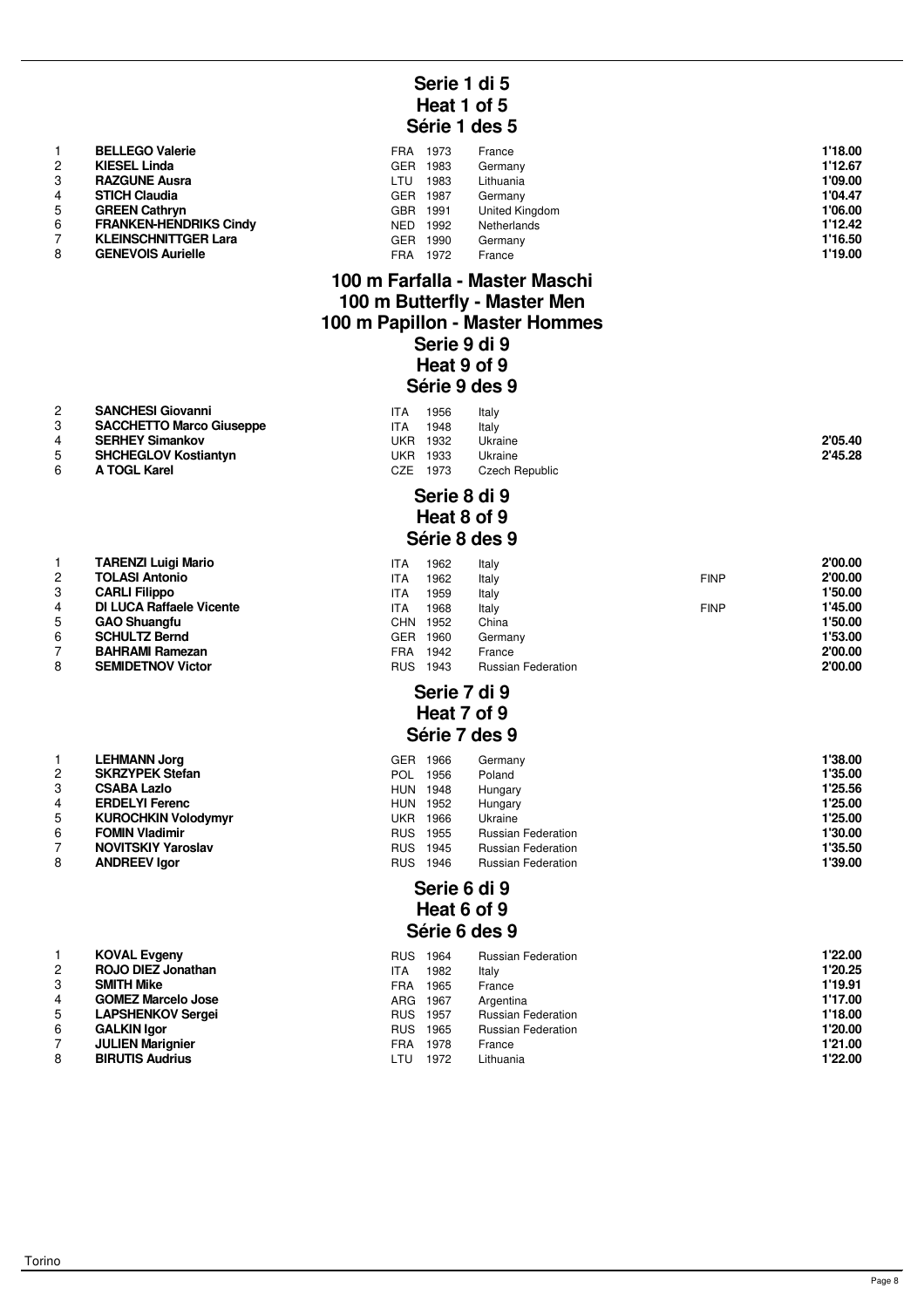## Serie 1 di 5
## Heat 1 of 5
## Série 1 des 5

| | | | | | | |
|---|---|---|---|---|---|---|
| 1 | **BELLEGO Valerie** | FRA | 1973 | France | | **1'18.00** |
| 2 | **KIESEL Linda** | GER | 1983 | Germany | | **1'12.67** |
| 3 | **RAZGUNE Ausra** | LTU | 1983 | Lithuania | | **1'09.00** |
| 4 | **STICH Claudia** | GER | 1987 | Germany | | **1'04.47** |
| 5 | **GREEN Cathryn** | GBR | 1991 | United Kingdom | | **1'06.00** |
| 6 | **FRANKEN-HENDRIKS Cindy** | NED | 1992 | Netherlands | | **1'12.42** |
| 7 | **KLEINSCHNITTGER Lara** | GER | 1990 | Germany | | **1'16.50** |
| 8 | **GENEVOIS Aurielle** | FRA | 1972 | France | | **1'19.00** |

# 100 m Farfalla - Master Maschi
# 100 m Butterfly - Master Men
# 100 m Papillon - Master Hommes

## Serie 9 di 9
## Heat 9 of 9
## Série 9 des 9

| | | | | | | |
|---|---|---|---|---|---|---|
| 2 | **SANCHESI Giovanni** | ITA | 1956 | Italy | | |
| 3 | **SACCHETTO Marco Giuseppe** | ITA | 1948 | Italy | | |
| 4 | **SERHEY Simankov** | UKR | 1932 | Ukraine | | **2'05.40** |
| 5 | **SHCHEGLOV Kostiantyn** | UKR | 1933 | Ukraine | | **2'45.28** |
| 6 | **A TOGL Karel** | CZE | 1973 | Czech Republic | | |

## Serie 8 di 9
## Heat 8 of 9
## Série 8 des 9

| | | | | | | |
|---|---|---|---|---|---|---|
| 1 | **TARENZI Luigi Mario** | ITA | 1962 | Italy | | **2'00.00** |
| 2 | **TOLASI Antonio** | ITA | 1962 | Italy | FINP | **2'00.00** |
| 3 | **CARLI Filippo** | ITA | 1959 | Italy | | **1'50.00** |
| 4 | **DI LUCA Raffaele Vicente** | ITA | 1968 | Italy | FINP | **1'45.00** |
| 5 | **GAO Shuangfu** | CHN | 1952 | China | | **1'50.00** |
| 6 | **SCHULTZ Bernd** | GER | 1960 | Germany | | **1'53.00** |
| 7 | **BAHRAMI Ramezan** | FRA | 1942 | France | | **2'00.00** |
| 8 | **SEMIDETNOV Victor** | RUS | 1943 | Russian Federation | | **2'00.00** |

## Serie 7 di 9
## Heat 7 of 9
## Série 7 des 9

| | | | | | | |
|---|---|---|---|---|---|---|
| 1 | **LEHMANN Jorg** | GER | 1966 | Germany | | **1'38.00** |
| 2 | **SKRZYPEK Stefan** | POL | 1956 | Poland | | **1'35.00** |
| 3 | **CSABA Lazlo** | HUN | 1948 | Hungary | | **1'25.56** |
| 4 | **ERDELYI Ferenc** | HUN | 1952 | Hungary | | **1'25.00** |
| 5 | **KUROCHKIN Volodymyr** | UKR | 1966 | Ukraine | | **1'25.00** |
| 6 | **FOMIN Vladimir** | RUS | 1955 | Russian Federation | | **1'30.00** |
| 7 | **NOVITSKIY Yaroslav** | RUS | 1945 | Russian Federation | | **1'35.50** |
| 8 | **ANDREEV Igor** | RUS | 1946 | Russian Federation | | **1'39.00** |

## Serie 6 di 9
## Heat 6 of 9
## Série 6 des 9

| | | | | | | |
|---|---|---|---|---|---|---|
| 1 | **KOVAL Evgeny** | RUS | 1964 | Russian Federation | | **1'22.00** |
| 2 | **ROJO DIEZ Jonathan** | ITA | 1982 | Italy | | **1'20.25** |
| 3 | **SMITH Mike** | FRA | 1965 | France | | **1'19.91** |
| 4 | **GOMEZ Marcelo Jose** | ARG | 1967 | Argentina | | **1'17.00** |
| 5 | **LAPSHENKOV Sergei** | RUS | 1957 | Russian Federation | | **1'18.00** |
| 6 | **GALKIN Igor** | RUS | 1965 | Russian Federation | | **1'20.00** |
| 7 | **JULIEN Marignier** | FRA | 1978 | France | | **1'21.00** |
| 8 | **BIRUTIS Audrius** | LTU | 1972 | Lithuania | | **1'22.00** |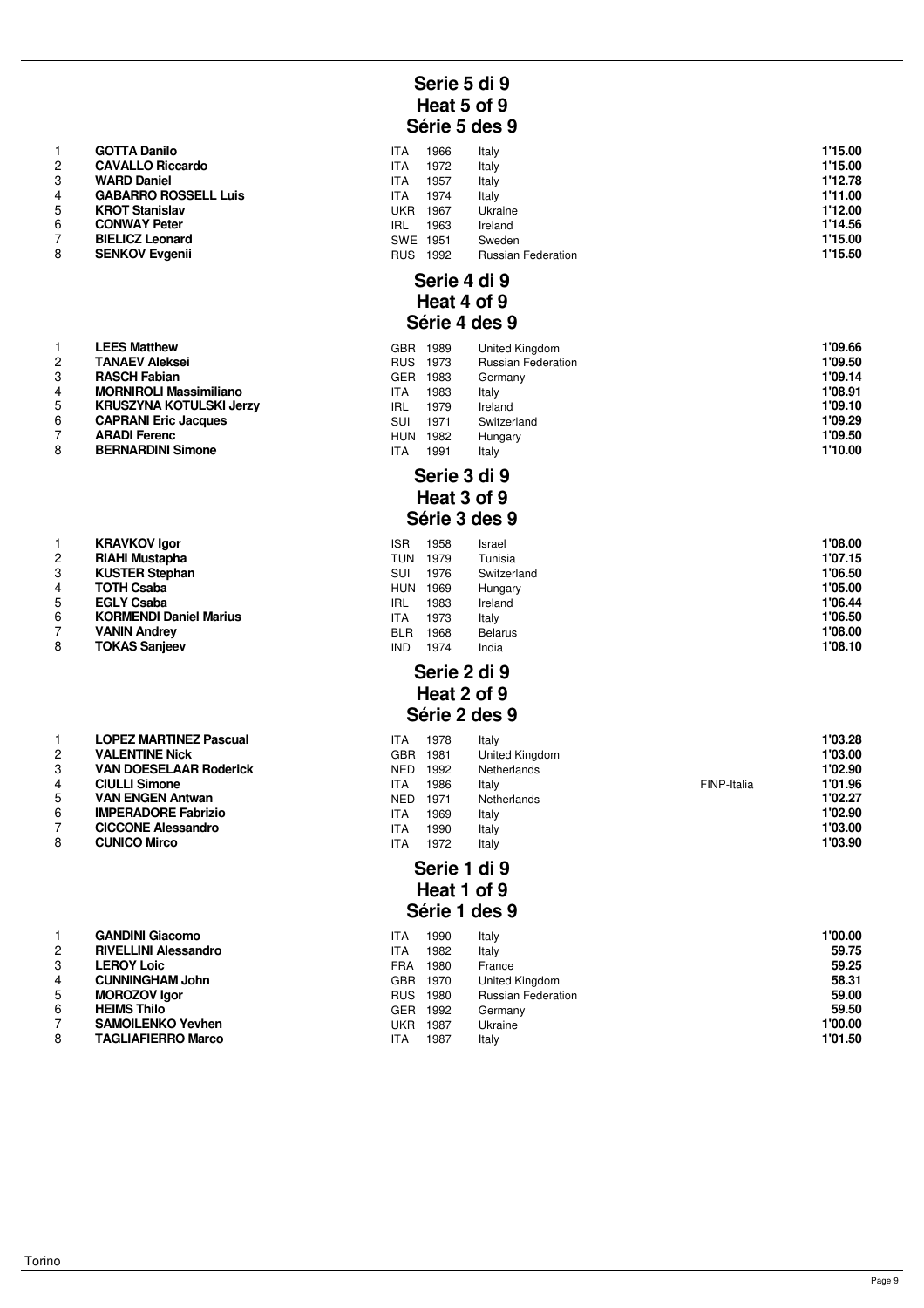## Serie 5 di 9
## Heat 5 of 9
## Série 5 des 9

| | | | | | | |
|---|---|---|---|---|---|---|
| 1 | **GOTTA Danilo** | ITA | 1966 | Italy | | **1'15.00** |
| 2 | **CAVALLO Riccardo** | ITA | 1972 | Italy | | **1'15.00** |
| 3 | **WARD Daniel** | ITA | 1957 | Italy | | **1'12.78** |
| 4 | **GABARRO ROSSELL Luis** | ITA | 1974 | Italy | | **1'11.00** |
| 5 | **KROT Stanislav** | UKR | 1967 | Ukraine | | **1'12.00** |
| 6 | **CONWAY Peter** | IRL | 1963 | Ireland | | **1'14.56** |
| 7 | **BIELICZ Leonard** | SWE | 1951 | Sweden | | **1'15.00** |
| 8 | **SENKOV Evgenii** | RUS | 1992 | Russian Federation | | **1'15.50** |

## Serie 4 di 9
## Heat 4 of 9
## Série 4 des 9

| | | | | | | |
|---|---|---|---|---|---|---|
| 1 | **LEES Matthew** | GBR | 1989 | United Kingdom | | **1'09.66** |
| 2 | **TANAEV Aleksei** | RUS | 1973 | Russian Federation | | **1'09.50** |
| 3 | **RASCH Fabian** | GER | 1983 | Germany | | **1'09.14** |
| 4 | **MORNIROLI Massimiliano** | ITA | 1983 | Italy | | **1'08.91** |
| 5 | **KRUSZYNA KOTULSKI Jerzy** | IRL | 1979 | Ireland | | **1'09.10** |
| 6 | **CAPRANI Eric Jacques** | SUI | 1971 | Switzerland | | **1'09.29** |
| 7 | **ARADI Ferenc** | HUN | 1982 | Hungary | | **1'09.50** |
| 8 | **BERNARDINI Simone** | ITA | 1991 | Italy | | **1'10.00** |

## Serie 3 di 9
## Heat 3 of 9
## Série 3 des 9

| | | | | | | |
|---|---|---|---|---|---|---|
| 1 | **KRAVKOV Igor** | ISR | 1958 | Israel | | **1'08.00** |
| 2 | **RIAHI Mustapha** | TUN | 1979 | Tunisia | | **1'07.15** |
| 3 | **KUSTER Stephan** | SUI | 1976 | Switzerland | | **1'06.50** |
| 4 | **TOTH Csaba** | HUN | 1969 | Hungary | | **1'05.00** |
| 5 | **EGLY Csaba** | IRL | 1983 | Ireland | | **1'06.44** |
| 6 | **KORMENDI Daniel Marius** | ITA | 1973 | Italy | | **1'06.50** |
| 7 | **VANIN Andrey** | BLR | 1968 | Belarus | | **1'08.00** |
| 8 | **TOKAS Sanjeev** | IND | 1974 | India | | **1'08.10** |

## Serie 2 di 9
## Heat 2 of 9
## Série 2 des 9

| | | | | | | |
|---|---|---|---|---|---|---|
| 1 | **LOPEZ MARTINEZ Pascual** | ITA | 1978 | Italy | | **1'03.28** |
| 2 | **VALENTINE Nick** | GBR | 1981 | United Kingdom | | **1'03.00** |
| 3 | **VAN DOESELAAR Roderick** | NED | 1992 | Netherlands | | **1'02.90** |
| 4 | **CIULLI Simone** | ITA | 1986 | Italy | FINP-Italia | **1'01.96** |
| 5 | **VAN ENGEN Antwan** | NED | 1971 | Netherlands | | **1'02.27** |
| 6 | **IMPERADORE Fabrizio** | ITA | 1969 | Italy | | **1'02.90** |
| 7 | **CICCONE Alessandro** | ITA | 1990 | Italy | | **1'03.00** |
| 8 | **CUNICO Mirco** | ITA | 1972 | Italy | | **1'03.90** |

## Serie 1 di 9
## Heat 1 of 9
## Série 1 des 9

| | | | | | | |
|---|---|---|---|---|---|---|
| 1 | **GANDINI Giacomo** | ITA | 1990 | Italy | | **1'00.00** |
| 2 | **RIVELLINI Alessandro** | ITA | 1982 | Italy | | **59.75** |
| 3 | **LEROY Loic** | FRA | 1980 | France | | **59.25** |
| 4 | **CUNNINGHAM John** | GBR | 1970 | United Kingdom | | **58.31** |
| 5 | **MOROZOV Igor** | RUS | 1980 | Russian Federation | | **59.00** |
| 6 | **HEIMS Thilo** | GER | 1992 | Germany | | **59.50** |
| 7 | **SAMOILENKO Yevhen** | UKR | 1987 | Ukraine | | **1'00.00** |
| 8 | **TAGLIAFIERRO Marco** | ITA | 1987 | Italy | | **1'01.50** |

Torino